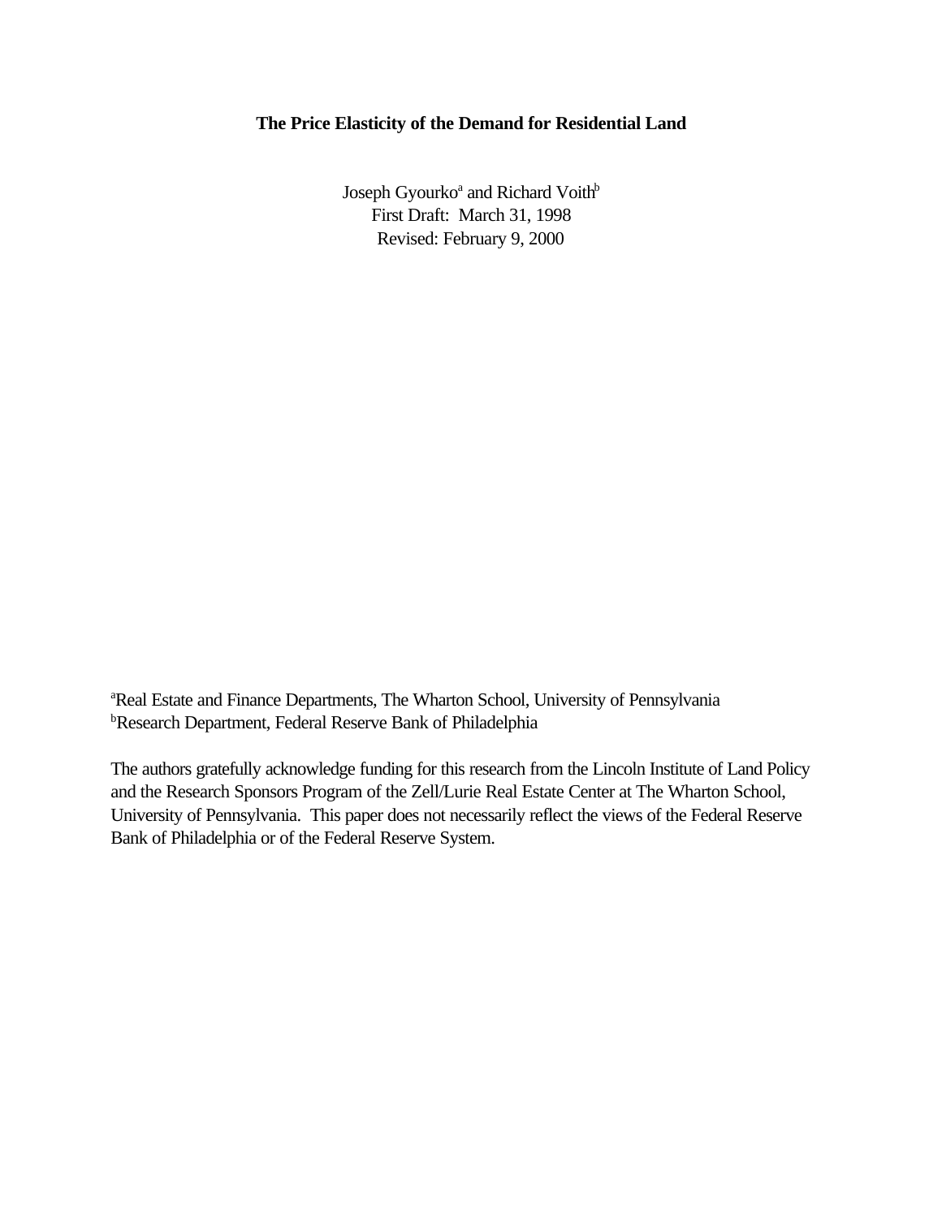# The Price Elasticity of the Demand for Residential Land

Joseph Gyourko[a] and Richard Voith[b]
First Draft: March 31, 1998
Revised: February 9, 2000

[a]Real Estate and Finance Departments, The Wharton School, University of Pennsylvania
[b]Research Department, Federal Reserve Bank of Philadelphia

The authors gratefully acknowledge funding for this research from the Lincoln Institute of Land Policy and the Research Sponsors Program of the Zell/Lurie Real Estate Center at The Wharton School, University of Pennsylvania. This paper does not necessarily reflect the views of the Federal Reserve Bank of Philadelphia or of the Federal Reserve System.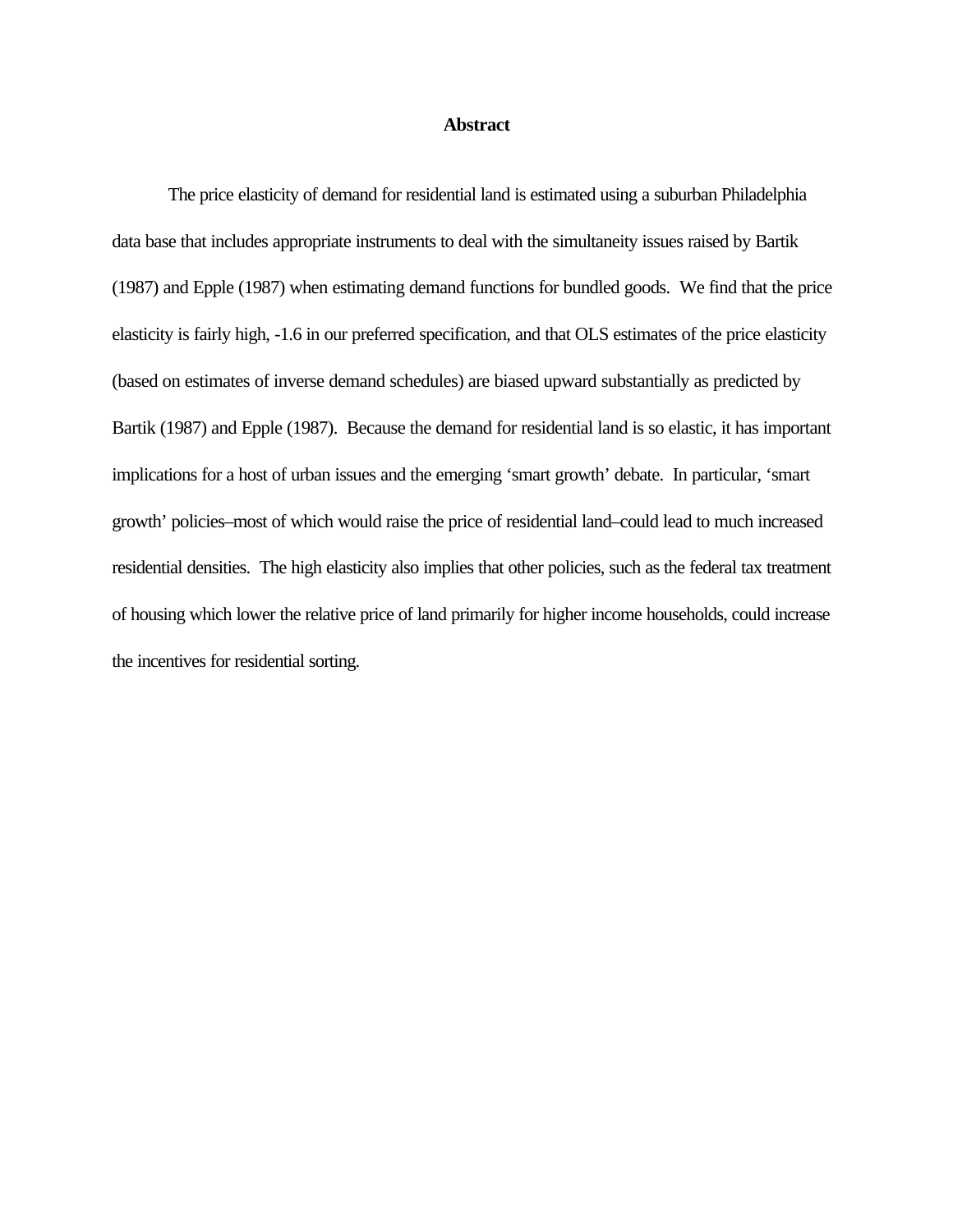## Abstract

The price elasticity of demand for residential land is estimated using a suburban Philadelphia data base that includes appropriate instruments to deal with the simultaneity issues raised by Bartik (1987) and Epple (1987) when estimating demand functions for bundled goods. We find that the price elasticity is fairly high, -1.6 in our preferred specification, and that OLS estimates of the price elasticity (based on estimates of inverse demand schedules) are biased upward substantially as predicted by Bartik (1987) and Epple (1987). Because the demand for residential land is so elastic, it has important implications for a host of urban issues and the emerging 'smart growth' debate. In particular, 'smart growth' policies–most of which would raise the price of residential land–could lead to much increased residential densities. The high elasticity also implies that other policies, such as the federal tax treatment of housing which lower the relative price of land primarily for higher income households, could increase the incentives for residential sorting.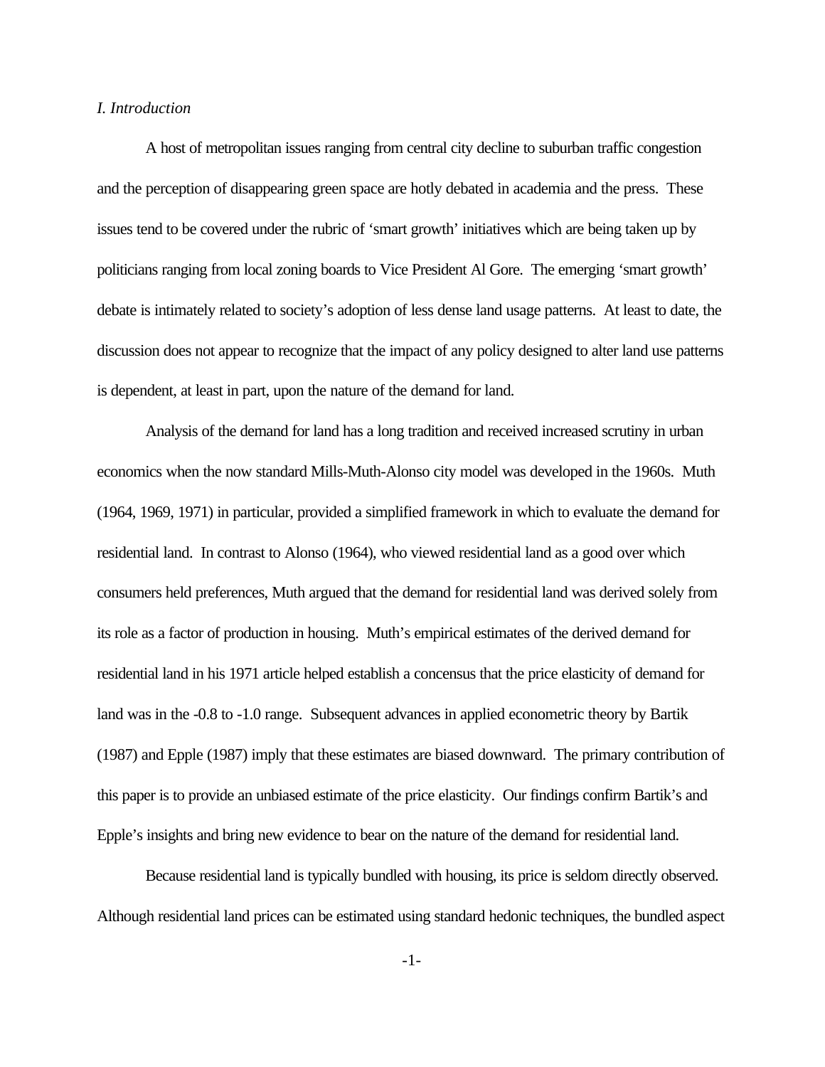*I. Introduction*

A host of metropolitan issues ranging from central city decline to suburban traffic congestion and the perception of disappearing green space are hotly debated in academia and the press. These issues tend to be covered under the rubric of 'smart growth' initiatives which are being taken up by politicians ranging from local zoning boards to Vice President Al Gore. The emerging 'smart growth' debate is intimately related to society's adoption of less dense land usage patterns. At least to date, the discussion does not appear to recognize that the impact of any policy designed to alter land use patterns is dependent, at least in part, upon the nature of the demand for land.

Analysis of the demand for land has a long tradition and received increased scrutiny in urban economics when the now standard Mills-Muth-Alonso city model was developed in the 1960s. Muth (1964, 1969, 1971) in particular, provided a simplified framework in which to evaluate the demand for residential land. In contrast to Alonso (1964), who viewed residential land as a good over which consumers held preferences, Muth argued that the demand for residential land was derived solely from its role as a factor of production in housing. Muth's empirical estimates of the derived demand for residential land in his 1971 article helped establish a concensus that the price elasticity of demand for land was in the -0.8 to -1.0 range. Subsequent advances in applied econometric theory by Bartik (1987) and Epple (1987) imply that these estimates are biased downward. The primary contribution of this paper is to provide an unbiased estimate of the price elasticity. Our findings confirm Bartik's and Epple's insights and bring new evidence to bear on the nature of the demand for residential land.

Because residential land is typically bundled with housing, its price is seldom directly observed. Although residential land prices can be estimated using standard hedonic techniques, the bundled aspect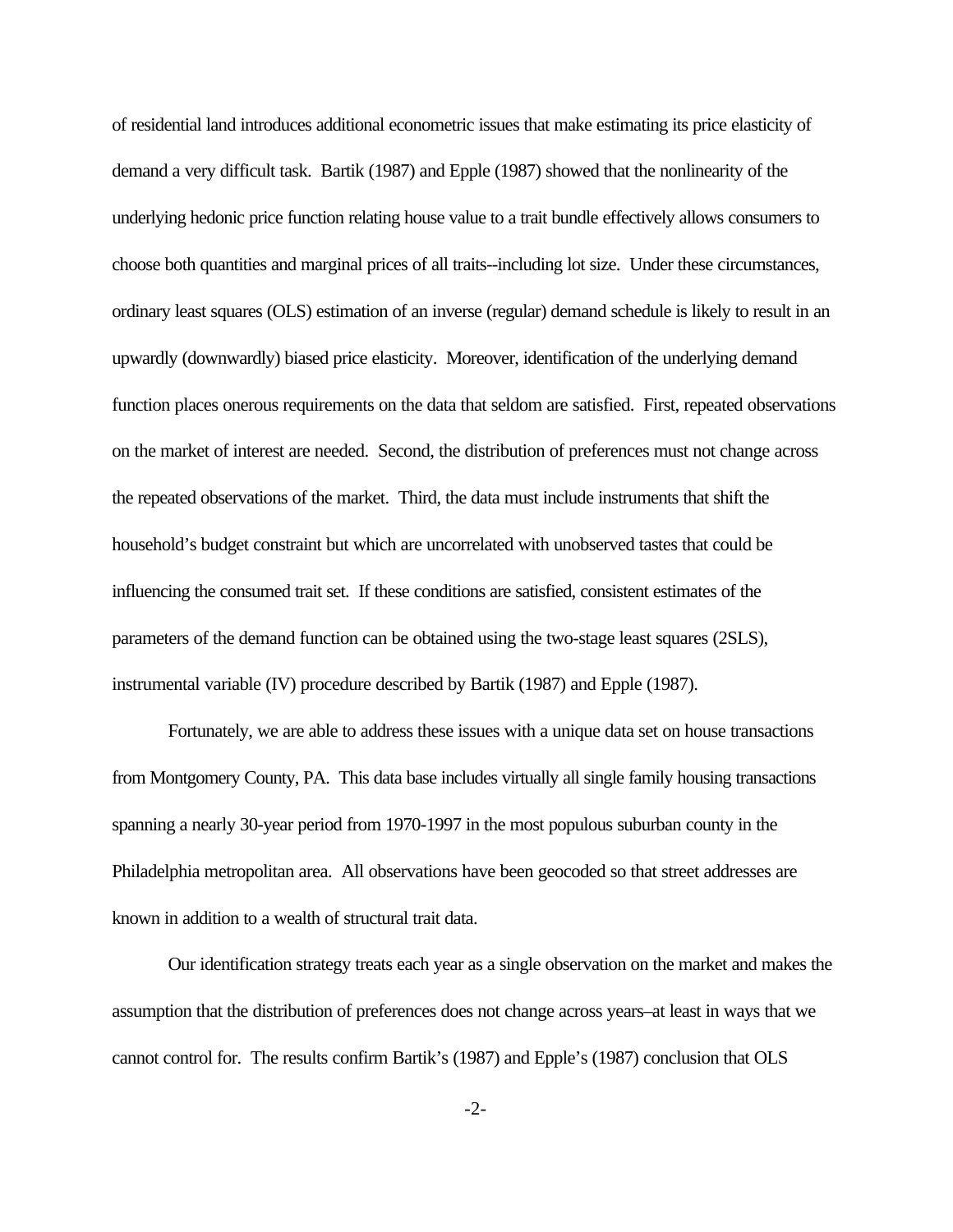of residential land introduces additional econometric issues that make estimating its price elasticity of demand a very difficult task. Bartik (1987) and Epple (1987) showed that the nonlinearity of the underlying hedonic price function relating house value to a trait bundle effectively allows consumers to choose both quantities and marginal prices of all traits--including lot size. Under these circumstances, ordinary least squares (OLS) estimation of an inverse (regular) demand schedule is likely to result in an upwardly (downwardly) biased price elasticity. Moreover, identification of the underlying demand function places onerous requirements on the data that seldom are satisfied. First, repeated observations on the market of interest are needed. Second, the distribution of preferences must not change across the repeated observations of the market. Third, the data must include instruments that shift the household's budget constraint but which are uncorrelated with unobserved tastes that could be influencing the consumed trait set. If these conditions are satisfied, consistent estimates of the parameters of the demand function can be obtained using the two-stage least squares (2SLS), instrumental variable (IV) procedure described by Bartik (1987) and Epple (1987).

Fortunately, we are able to address these issues with a unique data set on house transactions from Montgomery County, PA. This data base includes virtually all single family housing transactions spanning a nearly 30-year period from 1970-1997 in the most populous suburban county in the Philadelphia metropolitan area. All observations have been geocoded so that street addresses are known in addition to a wealth of structural trait data.

Our identification strategy treats each year as a single observation on the market and makes the assumption that the distribution of preferences does not change across years–at least in ways that we cannot control for. The results confirm Bartik's (1987) and Epple's (1987) conclusion that OLS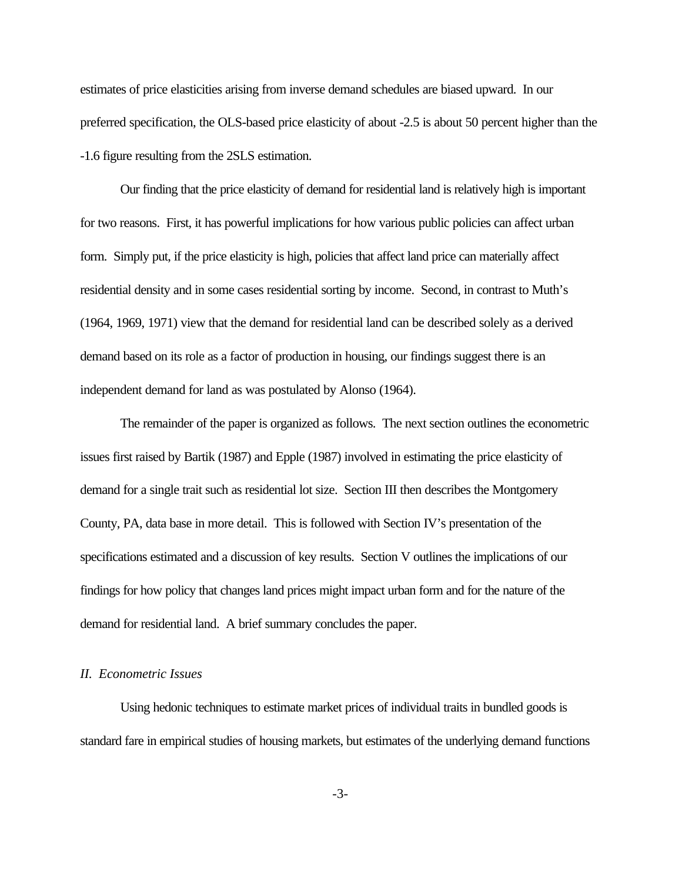estimates of price elasticities arising from inverse demand schedules are biased upward. In our preferred specification, the OLS-based price elasticity of about -2.5 is about 50 percent higher than the -1.6 figure resulting from the 2SLS estimation.

Our finding that the price elasticity of demand for residential land is relatively high is important for two reasons. First, it has powerful implications for how various public policies can affect urban form. Simply put, if the price elasticity is high, policies that affect land price can materially affect residential density and in some cases residential sorting by income. Second, in contrast to Muth's (1964, 1969, 1971) view that the demand for residential land can be described solely as a derived demand based on its role as a factor of production in housing, our findings suggest there is an independent demand for land as was postulated by Alonso (1964).

The remainder of the paper is organized as follows. The next section outlines the econometric issues first raised by Bartik (1987) and Epple (1987) involved in estimating the price elasticity of demand for a single trait such as residential lot size. Section III then describes the Montgomery County, PA, data base in more detail. This is followed with Section IV's presentation of the specifications estimated and a discussion of key results. Section V outlines the implications of our findings for how policy that changes land prices might impact urban form and for the nature of the demand for residential land. A brief summary concludes the paper.

## *II. Econometric Issues*

Using hedonic techniques to estimate market prices of individual traits in bundled goods is standard fare in empirical studies of housing markets, but estimates of the underlying demand functions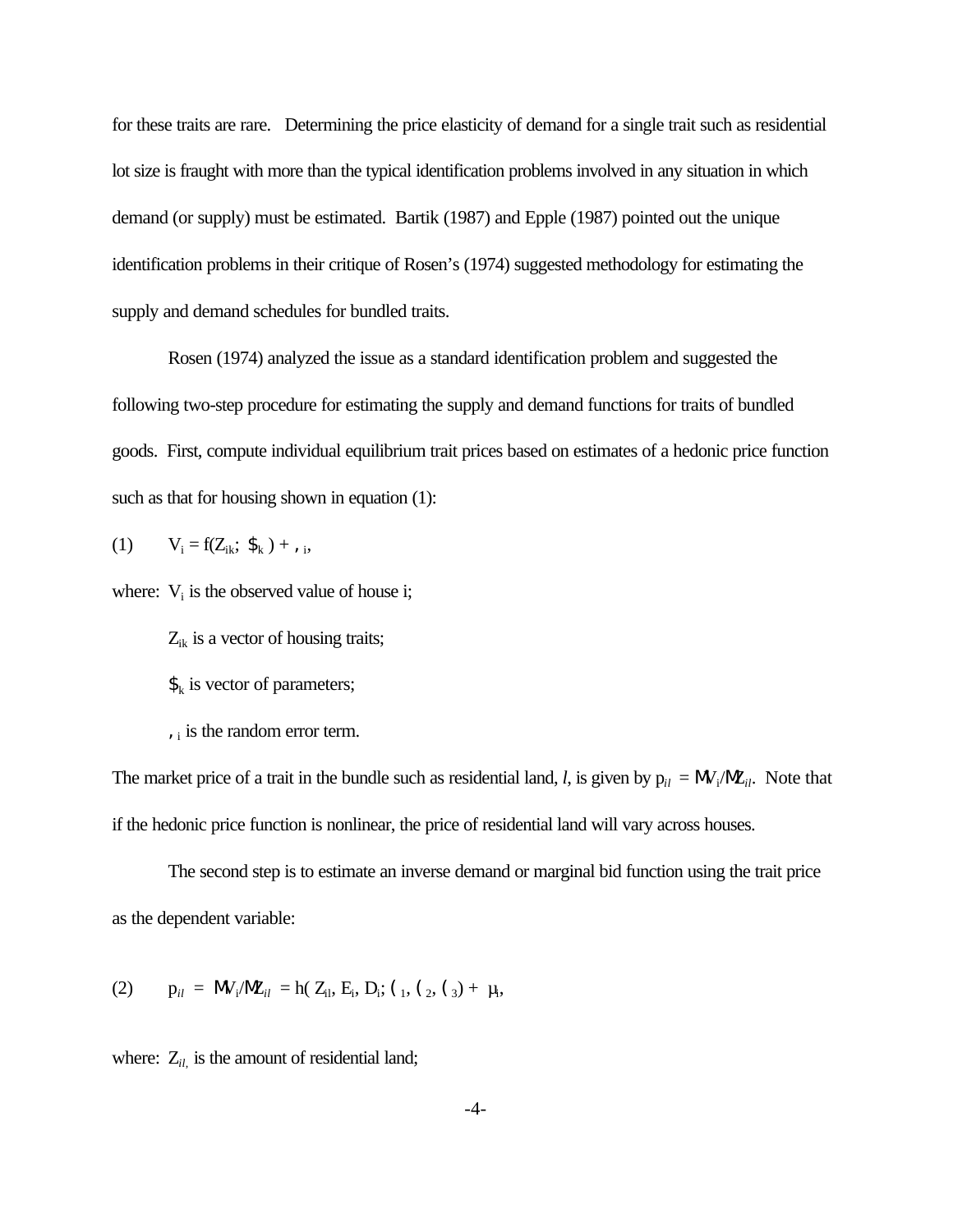for these traits are rare. Determining the price elasticity of demand for a single trait such as residential lot size is fraught with more than the typical identification problems involved in any situation in which demand (or supply) must be estimated. Bartik (1987) and Epple (1987) pointed out the unique identification problems in their critique of Rosen's (1974) suggested methodology for estimating the supply and demand schedules for bundled traits.

Rosen (1974) analyzed the issue as a standard identification problem and suggested the following two-step procedure for estimating the supply and demand functions for traits of bundled goods. First, compute individual equilibrium trait prices based on estimates of a hedonic price function such as that for housing shown in equation (1):

$$V_i = f(Z_{ik};\ \beta_k) + \varepsilon_i, \tag{1}$$

where: $V_i$ is the observed value of house i;

$Z_{ik}$ is a vector of housing traits;

$\beta_k$ is vector of parameters;

$\varepsilon_i$ is the random error term.

The market price of a trait in the bundle such as residential land, *l*, is given by $p_{il} = \partial V_i/\partial Z_{il}$. Note that if the hedonic price function is nonlinear, the price of residential land will vary across houses.

The second step is to estimate an inverse demand or marginal bid function using the trait price as the dependent variable:

$$p_{il} = \partial V_i/\partial Z_{il} = h(Z_{il}, E_i, D_i;\ \gamma_1, \gamma_2, \gamma_3) + \mu_i, \tag{2}$$

where: $Z_{il,}$ is the amount of residential land;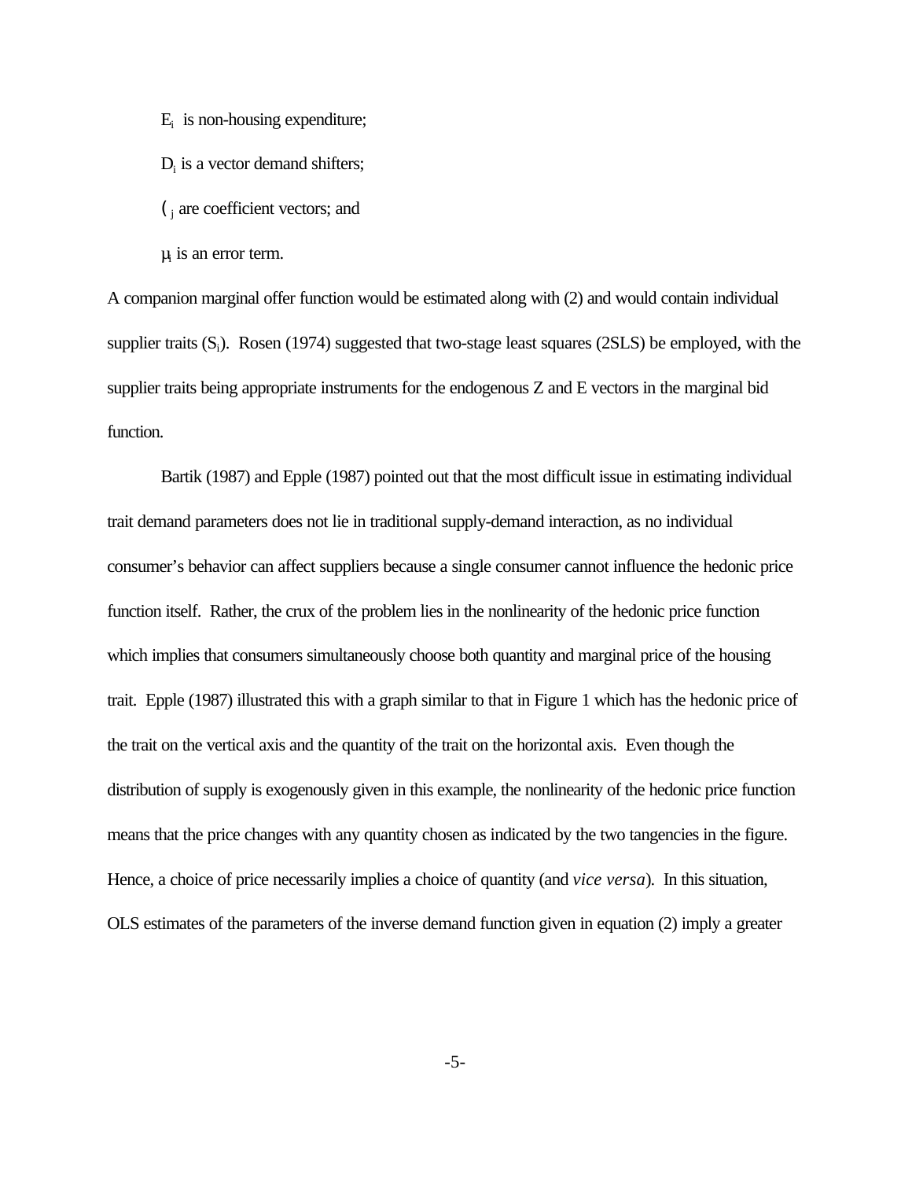$E_i$ is non-housing expenditure;

$D_i$ is a vector demand shifters;

$\gamma_j$ are coefficient vectors; and

$\mu_i$ is an error term.

A companion marginal offer function would be estimated along with (2) and would contain individual supplier traits ($S_i$). Rosen (1974) suggested that two-stage least squares (2SLS) be employed, with the supplier traits being appropriate instruments for the endogenous Z and E vectors in the marginal bid function.

Bartik (1987) and Epple (1987) pointed out that the most difficult issue in estimating individual trait demand parameters does not lie in traditional supply-demand interaction, as no individual consumer's behavior can affect suppliers because a single consumer cannot influence the hedonic price function itself. Rather, the crux of the problem lies in the nonlinearity of the hedonic price function which implies that consumers simultaneously choose both quantity and marginal price of the housing trait. Epple (1987) illustrated this with a graph similar to that in Figure 1 which has the hedonic price of the trait on the vertical axis and the quantity of the trait on the horizontal axis. Even though the distribution of supply is exogenously given in this example, the nonlinearity of the hedonic price function means that the price changes with any quantity chosen as indicated by the two tangencies in the figure. Hence, a choice of price necessarily implies a choice of quantity (and *vice versa*). In this situation, OLS estimates of the parameters of the inverse demand function given in equation (2) imply a greater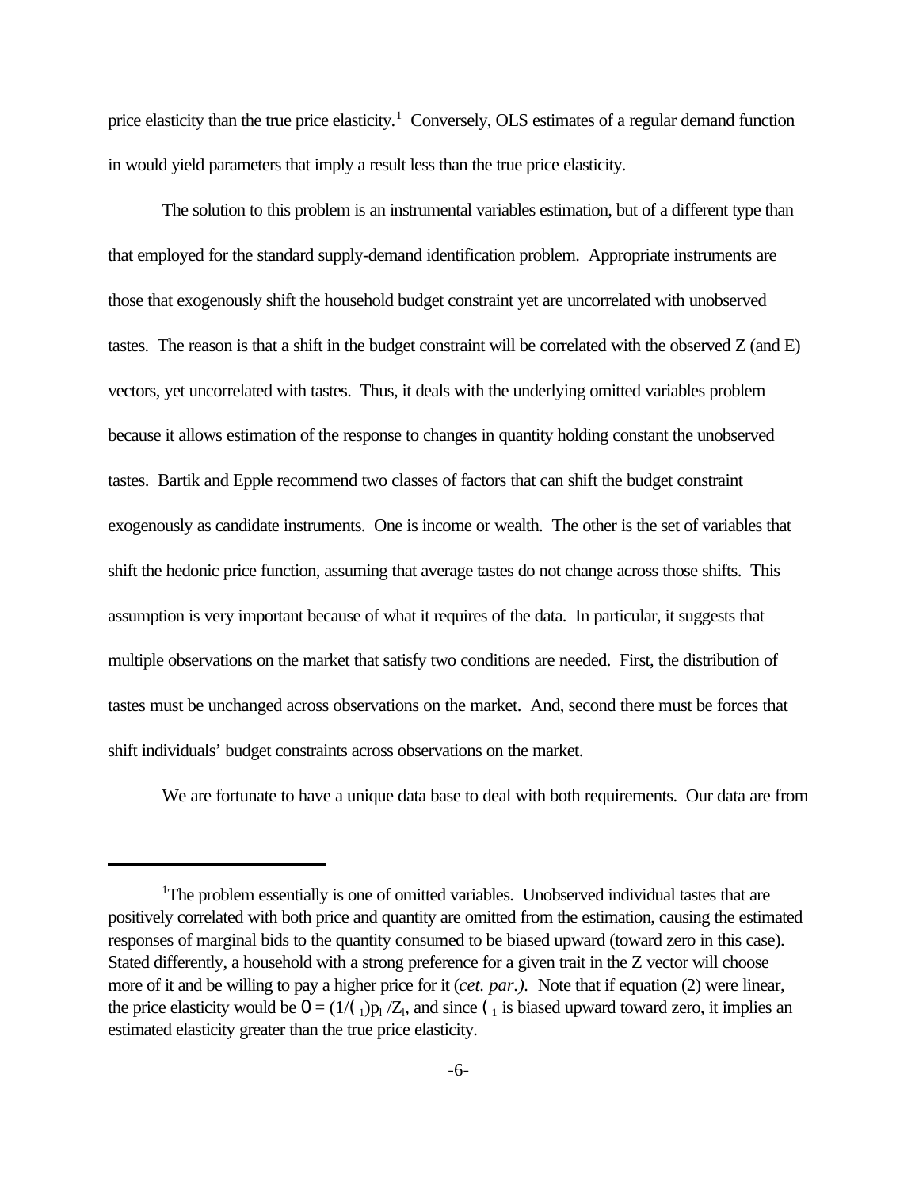price elasticity than the true price elasticity.[1] Conversely, OLS estimates of a regular demand function in would yield parameters that imply a result less than the true price elasticity.

The solution to this problem is an instrumental variables estimation, but of a different type than that employed for the standard supply-demand identification problem. Appropriate instruments are those that exogenously shift the household budget constraint yet are uncorrelated with unobserved tastes. The reason is that a shift in the budget constraint will be correlated with the observed Z (and E) vectors, yet uncorrelated with tastes. Thus, it deals with the underlying omitted variables problem because it allows estimation of the response to changes in quantity holding constant the unobserved tastes. Bartik and Epple recommend two classes of factors that can shift the budget constraint exogenously as candidate instruments. One is income or wealth. The other is the set of variables that shift the hedonic price function, assuming that average tastes do not change across those shifts. This assumption is very important because of what it requires of the data. In particular, it suggests that multiple observations on the market that satisfy two conditions are needed. First, the distribution of tastes must be unchanged across observations on the market. And, second there must be forces that shift individuals' budget constraints across observations on the market.

We are fortunate to have a unique data base to deal with both requirements. Our data are from

---

[1] The problem essentially is one of omitted variables. Unobserved individual tastes that are positively correlated with both price and quantity are omitted from the estimation, causing the estimated responses of marginal bids to the quantity consumed to be biased upward (toward zero in this case). Stated differently, a household with a strong preference for a given trait in the Z vector will choose more of it and be willing to pay a higher price for it (*cet. par.).* Note that if equation (2) were linear, the price elasticity would be $\eta = (1/\gamma_1)p_l/Z_l$, and since $\gamma_1$ is biased upward toward zero, it implies an estimated elasticity greater than the true price elasticity.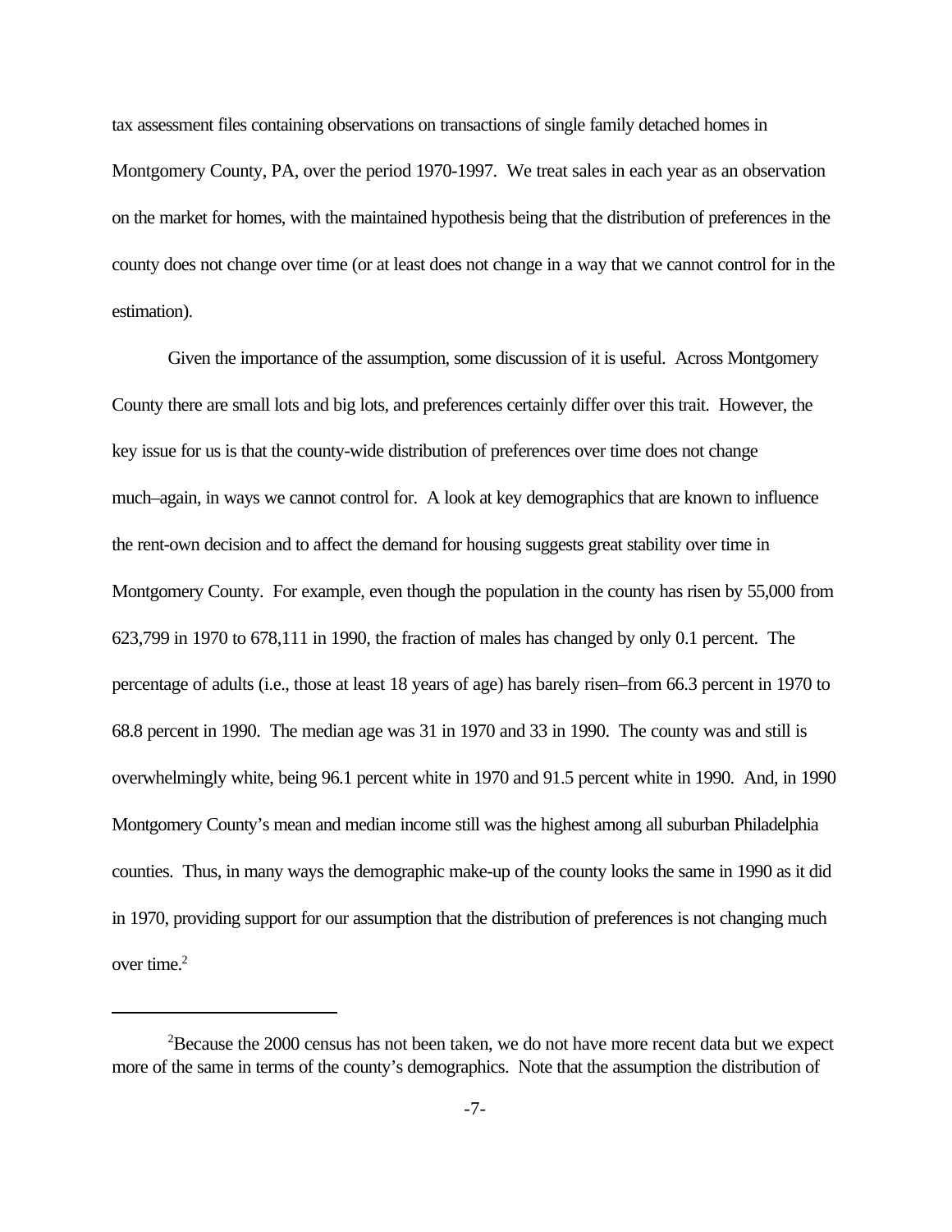tax assessment files containing observations on transactions of single family detached homes in Montgomery County, PA, over the period 1970-1997. We treat sales in each year as an observation on the market for homes, with the maintained hypothesis being that the distribution of preferences in the county does not change over time (or at least does not change in a way that we cannot control for in the estimation).

Given the importance of the assumption, some discussion of it is useful. Across Montgomery County there are small lots and big lots, and preferences certainly differ over this trait. However, the key issue for us is that the county-wide distribution of preferences over time does not change much–again, in ways we cannot control for. A look at key demographics that are known to influence the rent-own decision and to affect the demand for housing suggests great stability over time in Montgomery County. For example, even though the population in the county has risen by 55,000 from 623,799 in 1970 to 678,111 in 1990, the fraction of males has changed by only 0.1 percent. The percentage of adults (i.e., those at least 18 years of age) has barely risen–from 66.3 percent in 1970 to 68.8 percent in 1990. The median age was 31 in 1970 and 33 in 1990. The county was and still is overwhelmingly white, being 96.1 percent white in 1970 and 91.5 percent white in 1990. And, in 1990 Montgomery County's mean and median income still was the highest among all suburban Philadelphia counties. Thus, in many ways the demographic make-up of the county looks the same in 1990 as it did in 1970, providing support for our assumption that the distribution of preferences is not changing much over time.[2]

---

[2]Because the 2000 census has not been taken, we do not have more recent data but we expect more of the same in terms of the county's demographics. Note that the assumption the distribution of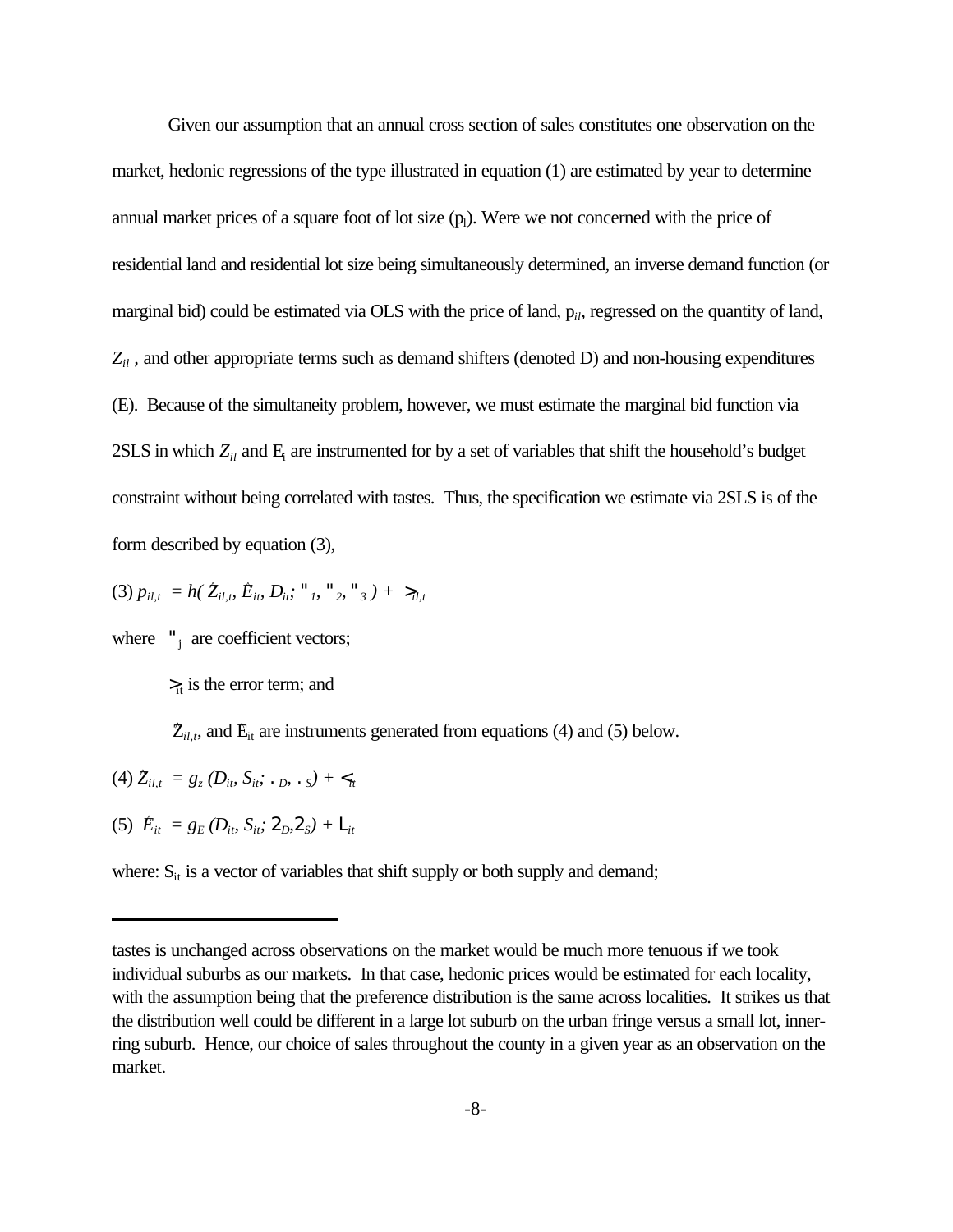Given our assumption that an annual cross section of sales constitutes one observation on the market, hedonic regressions of the type illustrated in equation (1) are estimated by year to determine annual market prices of a square foot of lot size ($p_l$). Were we not concerned with the price of residential land and residential lot size being simultaneously determined, an inverse demand function (or marginal bid) could be estimated via OLS with the price of land, $p_{il}$, regressed on the quantity of land, $Z_{il}$ , and other appropriate terms such as demand shifters (denoted D) and non-housing expenditures (E). Because of the simultaneity problem, however, we must estimate the marginal bid function via 2SLS in which $Z_{il}$ and $E_i$ are instrumented for by a set of variables that shift the household's budget constraint without being correlated with tastes. Thus, the specification we estimate via 2SLS is of the form described by equation (3),

$$(3)\ p_{il,t} = h(\hat{Z}_{il,t}, \hat{E}_{it}, D_{it}; \alpha_1, \alpha_2, \alpha_3) + \xi_{il,t}$$

where $\alpha_j$ are coefficient vectors;

$\xi_{it}$ is the error term; and

$\hat{Z}_{il,t}$, and $\hat{E}_{it}$ are instruments generated from equations (4) and (5) below.

$$(4)\ \hat{Z}_{il,t} = g_z (D_{it}, S_{it}; \zeta_D, \zeta_S) + \nu_{it}$$

$$(5)\ \hat{E}_{it} = g_E (D_{it}, S_{it}; \theta_D, \theta_S) + \upsilon_{it}$$

where: $S_{it}$ is a vector of variables that shift supply or both supply and demand;

---

tastes is unchanged across observations on the market would be much more tenuous if we took individual suburbs as our markets. In that case, hedonic prices would be estimated for each locality, with the assumption being that the preference distribution is the same across localities. It strikes us that the distribution well could be different in a large lot suburb on the urban fringe versus a small lot, inner-ring suburb. Hence, our choice of sales throughout the county in a given year as an observation on the market.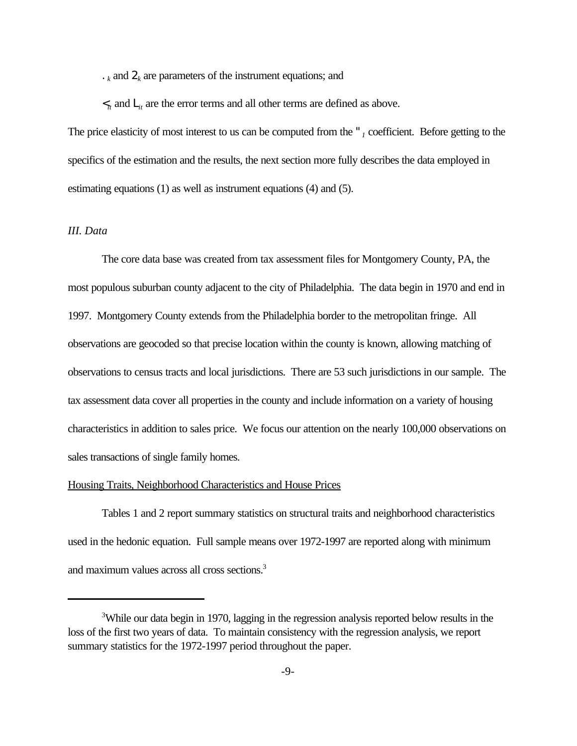$\zeta_k$ and $\theta_k$ are parameters of the instrument equations; and

$\nu_{it}$ and $\upsilon_{it}$ are the error terms and all other terms are defined as above.

The price elasticity of most interest to us can be computed from the $\alpha_1$ coefficient. Before getting to the specifics of the estimation and the results, the next section more fully describes the data employed in estimating equations (1) as well as instrument equations (4) and (5).

## *III. Data*

The core data base was created from tax assessment files for Montgomery County, PA, the most populous suburban county adjacent to the city of Philadelphia. The data begin in 1970 and end in 1997. Montgomery County extends from the Philadelphia border to the metropolitan fringe. All observations are geocoded so that precise location within the county is known, allowing matching of observations to census tracts and local jurisdictions. There are 53 such jurisdictions in our sample. The tax assessment data cover all properties in the county and include information on a variety of housing characteristics in addition to sales price. We focus our attention on the nearly 100,000 observations on sales transactions of single family homes.

### Housing Traits, Neighborhood Characteristics and House Prices

Tables 1 and 2 report summary statistics on structural traits and neighborhood characteristics used in the hedonic equation. Full sample means over 1972-1997 are reported along with minimum and maximum values across all cross sections.[3]

---

[3]While our data begin in 1970, lagging in the regression analysis reported below results in the loss of the first two years of data. To maintain consistency with the regression analysis, we report summary statistics for the 1972-1997 period throughout the paper.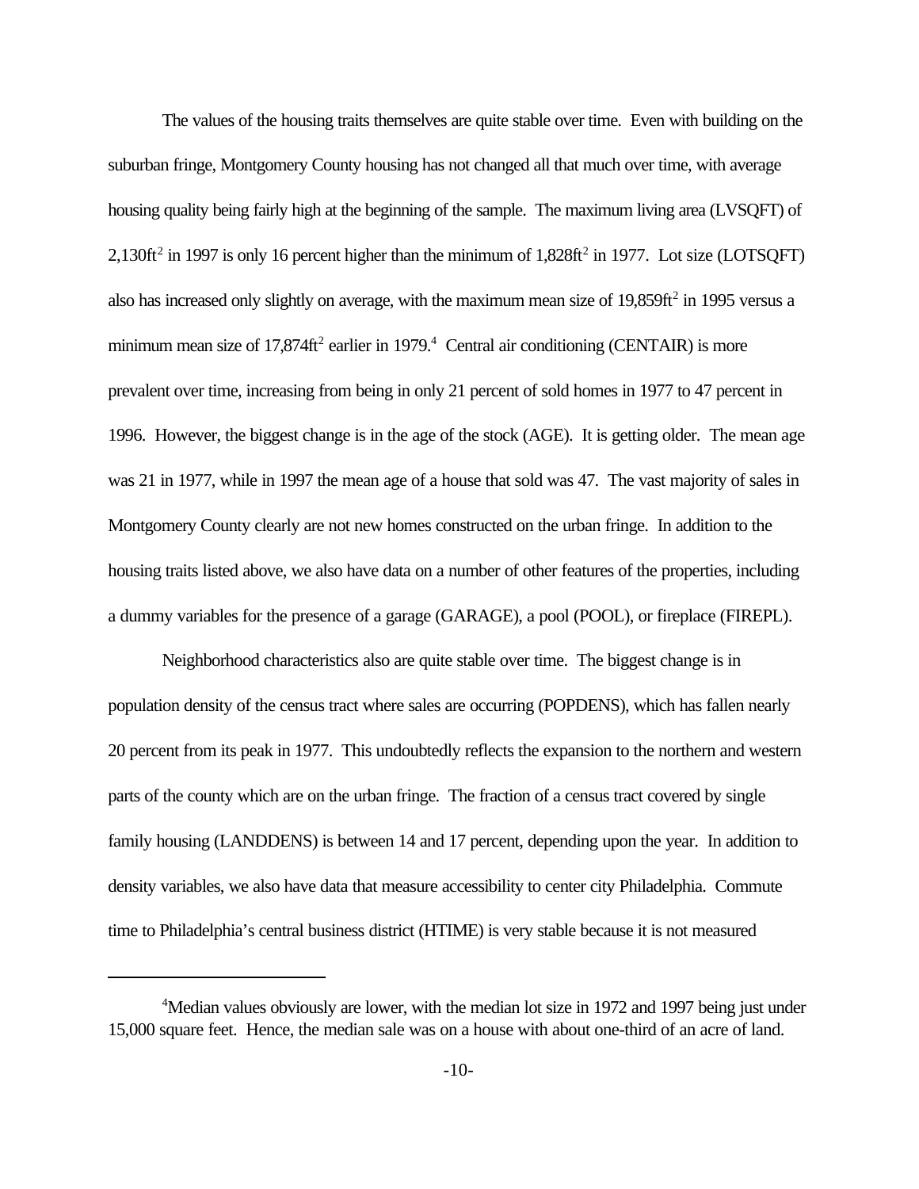The values of the housing traits themselves are quite stable over time. Even with building on the suburban fringe, Montgomery County housing has not changed all that much over time, with average housing quality being fairly high at the beginning of the sample. The maximum living area (LVSQFT) of 2,130ft$^2$ in 1997 is only 16 percent higher than the minimum of 1,828ft$^2$ in 1977. Lot size (LOTSQFT) also has increased only slightly on average, with the maximum mean size of 19,859ft$^2$ in 1995 versus a minimum mean size of 17,874ft$^2$ earlier in 1979.[4] Central air conditioning (CENTAIR) is more prevalent over time, increasing from being in only 21 percent of sold homes in 1977 to 47 percent in 1996. However, the biggest change is in the age of the stock (AGE). It is getting older. The mean age was 21 in 1977, while in 1997 the mean age of a house that sold was 47. The vast majority of sales in Montgomery County clearly are not new homes constructed on the urban fringe. In addition to the housing traits listed above, we also have data on a number of other features of the properties, including a dummy variables for the presence of a garage (GARAGE), a pool (POOL), or fireplace (FIREPL).

Neighborhood characteristics also are quite stable over time. The biggest change is in population density of the census tract where sales are occurring (POPDENS), which has fallen nearly 20 percent from its peak in 1977. This undoubtedly reflects the expansion to the northern and western parts of the county which are on the urban fringe. The fraction of a census tract covered by single family housing (LANDDENS) is between 14 and 17 percent, depending upon the year. In addition to density variables, we also have data that measure accessibility to center city Philadelphia. Commute time to Philadelphia's central business district (HTIME) is very stable because it is not measured

[4]Median values obviously are lower, with the median lot size in 1972 and 1997 being just under 15,000 square feet. Hence, the median sale was on a house with about one-third of an acre of land.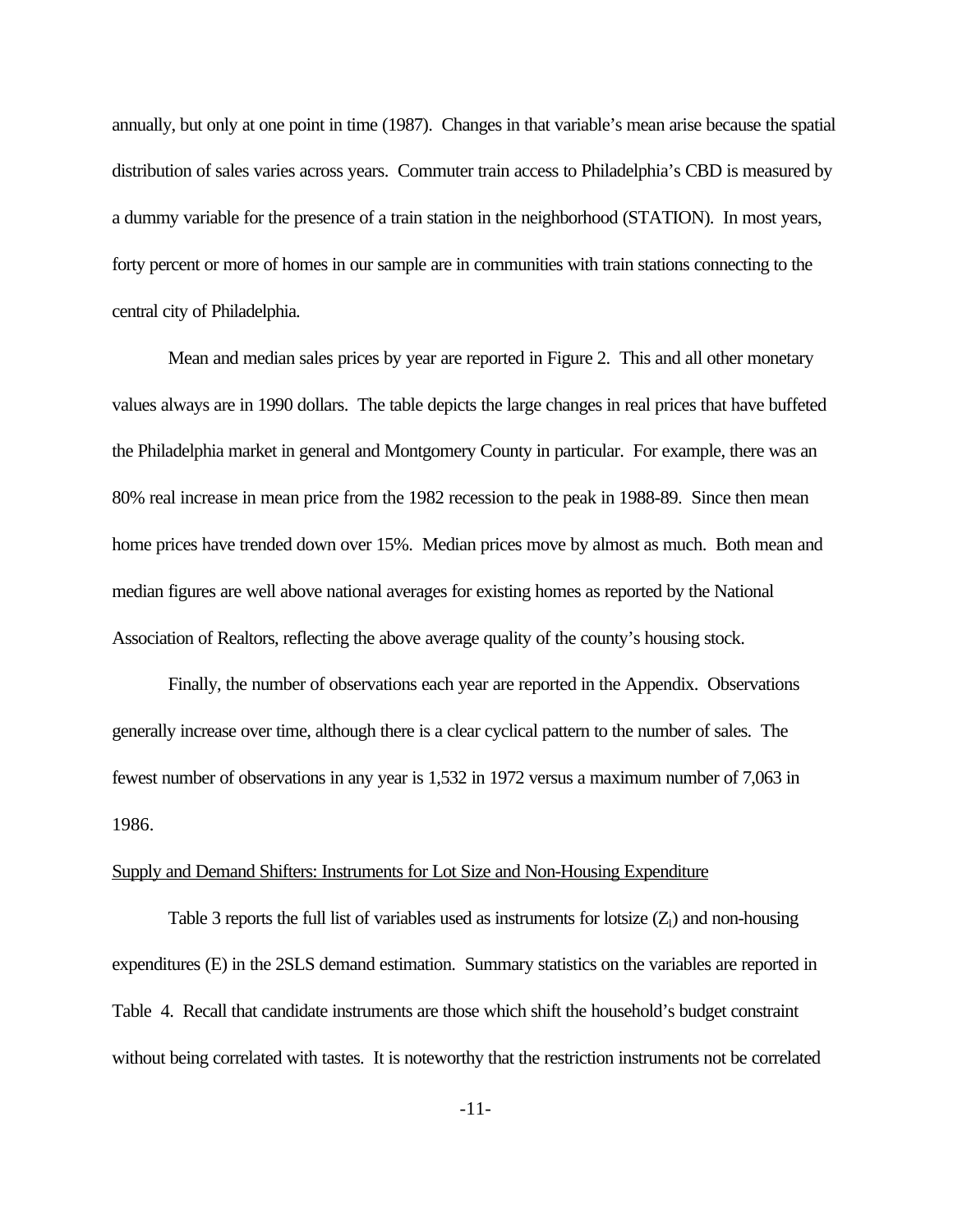annually, but only at one point in time (1987). Changes in that variable's mean arise because the spatial distribution of sales varies across years. Commuter train access to Philadelphia's CBD is measured by a dummy variable for the presence of a train station in the neighborhood (STATION). In most years, forty percent or more of homes in our sample are in communities with train stations connecting to the central city of Philadelphia.

Mean and median sales prices by year are reported in Figure 2. This and all other monetary values always are in 1990 dollars. The table depicts the large changes in real prices that have buffeted the Philadelphia market in general and Montgomery County in particular. For example, there was an 80% real increase in mean price from the 1982 recession to the peak in 1988-89. Since then mean home prices have trended down over 15%. Median prices move by almost as much. Both mean and median figures are well above national averages for existing homes as reported by the National Association of Realtors, reflecting the above average quality of the county's housing stock.

Finally, the number of observations each year are reported in the Appendix. Observations generally increase over time, although there is a clear cyclical pattern to the number of sales. The fewest number of observations in any year is 1,532 in 1972 versus a maximum number of 7,063 in 1986.

Supply and Demand Shifters: Instruments for Lot Size and Non-Housing Expenditure

Table 3 reports the full list of variables used as instruments for lotsize ($Z_l$) and non-housing expenditures (E) in the 2SLS demand estimation. Summary statistics on the variables are reported in Table 4. Recall that candidate instruments are those which shift the household's budget constraint without being correlated with tastes. It is noteworthy that the restriction instruments not be correlated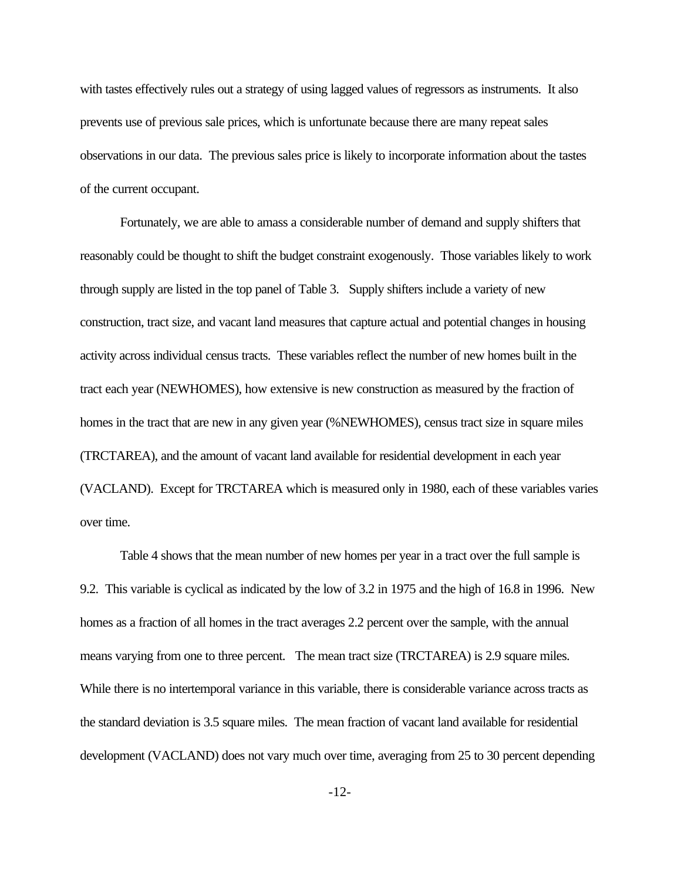with tastes effectively rules out a strategy of using lagged values of regressors as instruments. It also prevents use of previous sale prices, which is unfortunate because there are many repeat sales observations in our data. The previous sales price is likely to incorporate information about the tastes of the current occupant.

Fortunately, we are able to amass a considerable number of demand and supply shifters that reasonably could be thought to shift the budget constraint exogenously. Those variables likely to work through supply are listed in the top panel of Table 3. Supply shifters include a variety of new construction, tract size, and vacant land measures that capture actual and potential changes in housing activity across individual census tracts. These variables reflect the number of new homes built in the tract each year (NEWHOMES), how extensive is new construction as measured by the fraction of homes in the tract that are new in any given year (%NEWHOMES), census tract size in square miles (TRCTAREA), and the amount of vacant land available for residential development in each year (VACLAND). Except for TRCTAREA which is measured only in 1980, each of these variables varies over time.

Table 4 shows that the mean number of new homes per year in a tract over the full sample is 9.2. This variable is cyclical as indicated by the low of 3.2 in 1975 and the high of 16.8 in 1996. New homes as a fraction of all homes in the tract averages 2.2 percent over the sample, with the annual means varying from one to three percent. The mean tract size (TRCTAREA) is 2.9 square miles. While there is no intertemporal variance in this variable, there is considerable variance across tracts as the standard deviation is 3.5 square miles. The mean fraction of vacant land available for residential development (VACLAND) does not vary much over time, averaging from 25 to 30 percent depending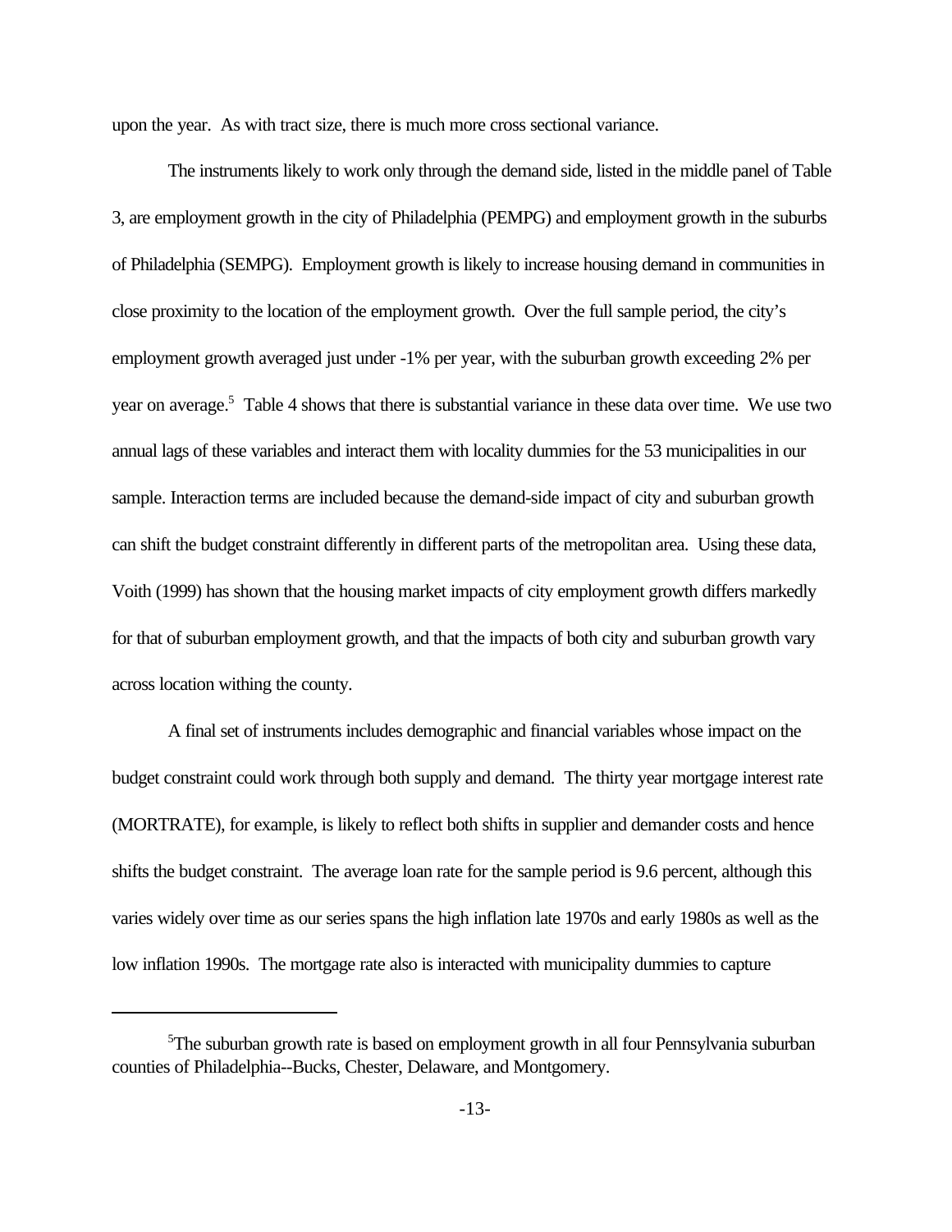upon the year. As with tract size, there is much more cross sectional variance.

The instruments likely to work only through the demand side, listed in the middle panel of Table 3, are employment growth in the city of Philadelphia (PEMPG) and employment growth in the suburbs of Philadelphia (SEMPG). Employment growth is likely to increase housing demand in communities in close proximity to the location of the employment growth. Over the full sample period, the city's employment growth averaged just under -1% per year, with the suburban growth exceeding 2% per year on average.[5] Table 4 shows that there is substantial variance in these data over time. We use two annual lags of these variables and interact them with locality dummies for the 53 municipalities in our sample. Interaction terms are included because the demand-side impact of city and suburban growth can shift the budget constraint differently in different parts of the metropolitan area. Using these data, Voith (1999) has shown that the housing market impacts of city employment growth differs markedly for that of suburban employment growth, and that the impacts of both city and suburban growth vary across location withing the county.

A final set of instruments includes demographic and financial variables whose impact on the budget constraint could work through both supply and demand. The thirty year mortgage interest rate (MORTRATE), for example, is likely to reflect both shifts in supplier and demander costs and hence shifts the budget constraint. The average loan rate for the sample period is 9.6 percent, although this varies widely over time as our series spans the high inflation late 1970s and early 1980s as well as the low inflation 1990s. The mortgage rate also is interacted with municipality dummies to capture

---

[5]The suburban growth rate is based on employment growth in all four Pennsylvania suburban counties of Philadelphia--Bucks, Chester, Delaware, and Montgomery.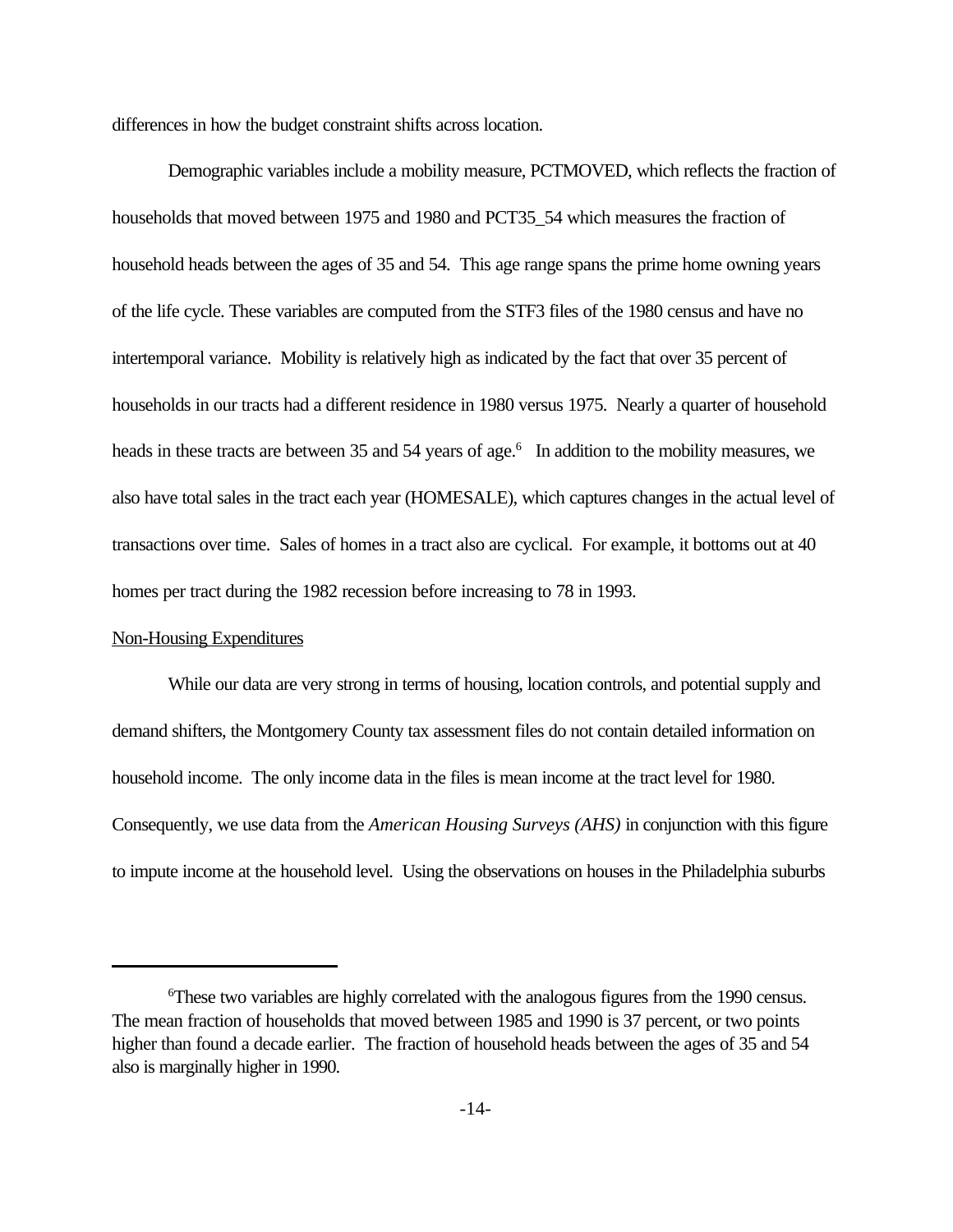differences in how the budget constraint shifts across location.

Demographic variables include a mobility measure, PCTMOVED, which reflects the fraction of households that moved between 1975 and 1980 and PCT35_54 which measures the fraction of household heads between the ages of 35 and 54. This age range spans the prime home owning years of the life cycle. These variables are computed from the STF3 files of the 1980 census and have no intertemporal variance. Mobility is relatively high as indicated by the fact that over 35 percent of households in our tracts had a different residence in 1980 versus 1975. Nearly a quarter of household heads in these tracts are between 35 and 54 years of age.[6] In addition to the mobility measures, we also have total sales in the tract each year (HOMESALE), which captures changes in the actual level of transactions over time. Sales of homes in a tract also are cyclical. For example, it bottoms out at 40 homes per tract during the 1982 recession before increasing to 78 in 1993.

Non-Housing Expenditures

While our data are very strong in terms of housing, location controls, and potential supply and demand shifters, the Montgomery County tax assessment files do not contain detailed information on household income. The only income data in the files is mean income at the tract level for 1980. Consequently, we use data from the *American Housing Surveys (AHS)* in conjunction with this figure to impute income at the household level. Using the observations on houses in the Philadelphia suburbs

---

[6]These two variables are highly correlated with the analogous figures from the 1990 census. The mean fraction of households that moved between 1985 and 1990 is 37 percent, or two points higher than found a decade earlier. The fraction of household heads between the ages of 35 and 54 also is marginally higher in 1990.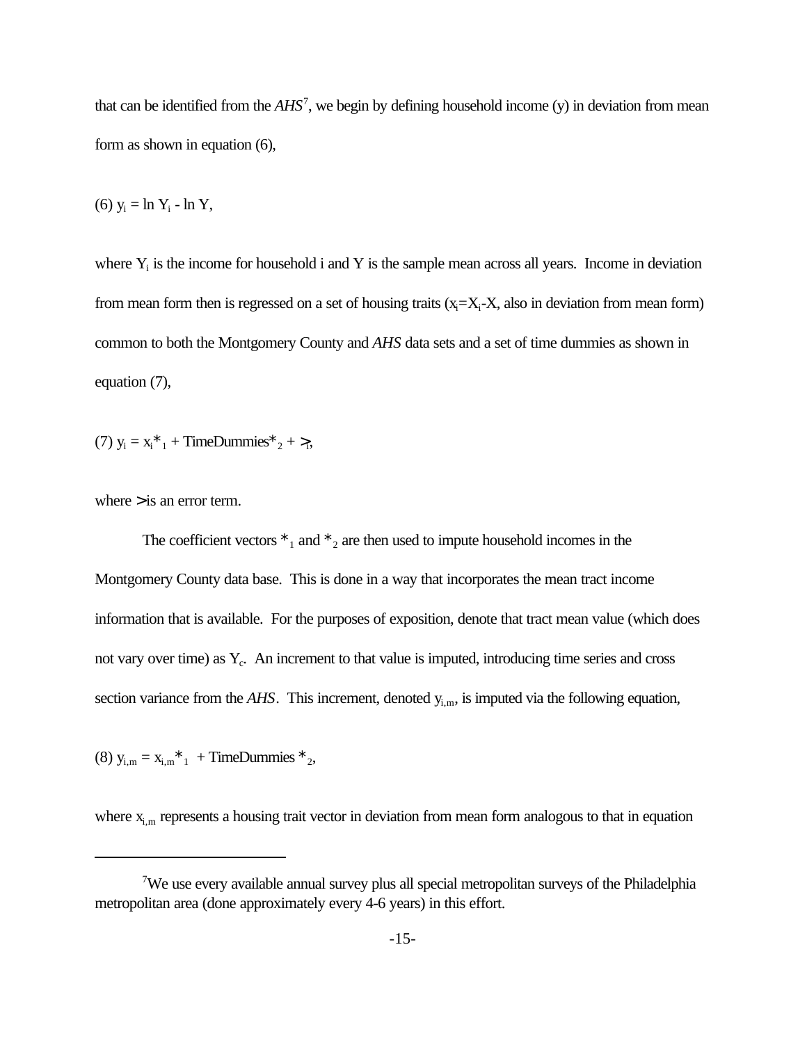that can be identified from the *AHS*[7], we begin by defining household income (y) in deviation from mean form as shown in equation (6),

(6) $y_i = \ln Y_i - \ln Y$,

where $Y_i$ is the income for household i and Y is the sample mean across all years. Income in deviation from mean form then is regressed on a set of housing traits ($x_i=X_i-X$, also in deviation from mean form) common to both the Montgomery County and *AHS* data sets and a set of time dummies as shown in equation (7),

(7) $y_i = x_i *_1 + \text{TimeDummies} *_2 + >_i$,

where $>$ is an error term.

The coefficient vectors $*_1$ and $*_2$ are then used to impute household incomes in the Montgomery County data base. This is done in a way that incorporates the mean tract income information that is available. For the purposes of exposition, denote that tract mean value (which does not vary over time) as $Y_c$. An increment to that value is imputed, introducing time series and cross section variance from the *AHS*. This increment, denoted $y_{i,m}$, is imputed via the following equation,

(8) $y_{i,m} = x_{i,m} *_1 + \text{TimeDummies} *_2$,

where $x_{i,m}$ represents a housing trait vector in deviation from mean form analogous to that in equation

---

[7]We use every available annual survey plus all special metropolitan surveys of the Philadelphia metropolitan area (done approximately every 4-6 years) in this effort.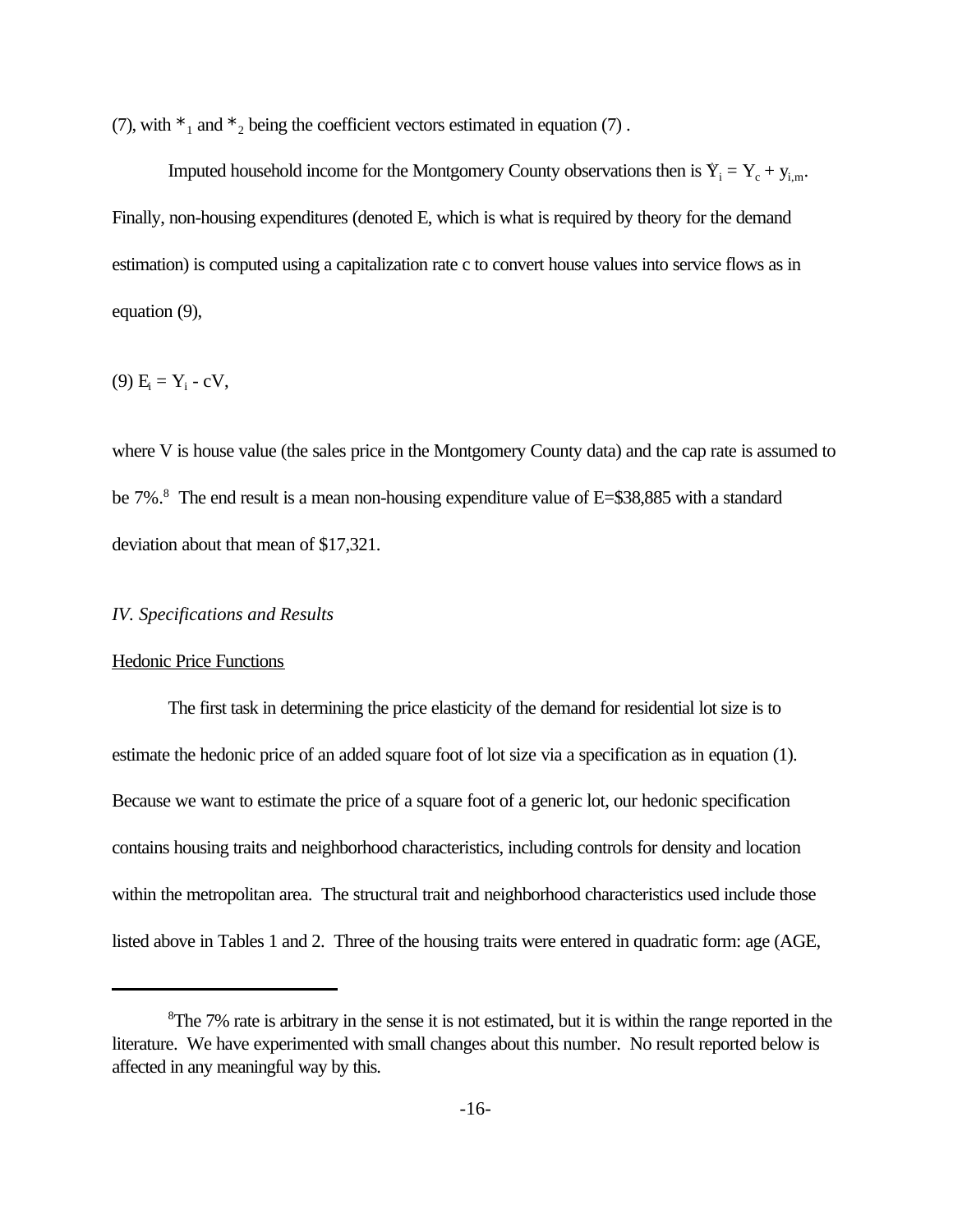(7), with $*_1$ and $*_2$ being the coefficient vectors estimated in equation (7) .

Imputed household income for the Montgomery County observations then is $\ddot{Y}_i = Y_c + y_{i,m}$. Finally, non-housing expenditures (denoted E, which is what is required by theory for the demand estimation) is computed using a capitalization rate c to convert house values into service flows as in equation (9),

$$(9)\ E_i = Y_i - cV,$$

where V is house value (the sales price in the Montgomery County data) and the cap rate is assumed to be 7%.[8] The end result is a mean non-housing expenditure value of E=$38,885 with a standard deviation about that mean of $17,321.

*IV. Specifications and Results*

Hedonic Price Functions

The first task in determining the price elasticity of the demand for residential lot size is to estimate the hedonic price of an added square foot of lot size via a specification as in equation (1). Because we want to estimate the price of a square foot of a generic lot, our hedonic specification contains housing traits and neighborhood characteristics, including controls for density and location within the metropolitan area. The structural trait and neighborhood characteristics used include those listed above in Tables 1 and 2. Three of the housing traits were entered in quadratic form: age (AGE,

---

[8] The 7% rate is arbitrary in the sense it is not estimated, but it is within the range reported in the literature. We have experimented with small changes about this number. No result reported below is affected in any meaningful way by this.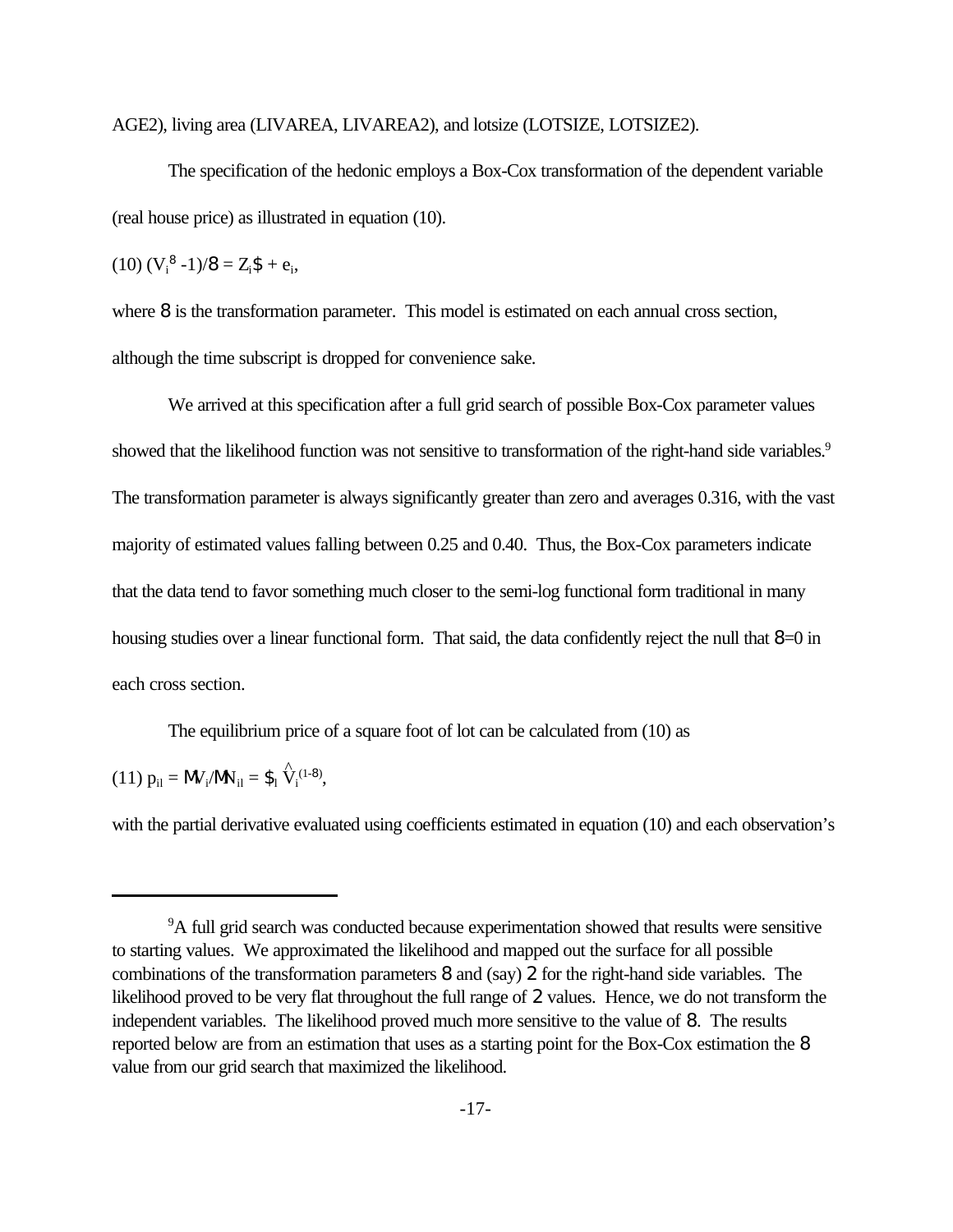AGE2), living area (LIVAREA, LIVAREA2), and lotsize (LOTSIZE, LOTSIZE2).

The specification of the hedonic employs a Box-Cox transformation of the dependent variable (real house price) as illustrated in equation (10).

$$(10)\quad (V_i^{\lambda} - 1)/\lambda = Z_i\beta + e_i,$$

where $\lambda$ is the transformation parameter. This model is estimated on each annual cross section, although the time subscript is dropped for convenience sake.

We arrived at this specification after a full grid search of possible Box-Cox parameter values showed that the likelihood function was not sensitive to transformation of the right-hand side variables.[9] The transformation parameter is always significantly greater than zero and averages 0.316, with the vast majority of estimated values falling between 0.25 and 0.40. Thus, the Box-Cox parameters indicate that the data tend to favor something much closer to the semi-log functional form traditional in many housing studies over a linear functional form. That said, the data confidently reject the null that $\lambda=0$ in each cross section.

The equilibrium price of a square foot of lot can be calculated from (10) as

$$(11)\quad p_{il} = \partial V_i/\partial N_{il} = \beta_l \hat{V}_i^{(1-\lambda)},$$

with the partial derivative evaluated using coefficients estimated in equation (10) and each observation's

---

[9]A full grid search was conducted because experimentation showed that results were sensitive to starting values. We approximated the likelihood and mapped out the surface for all possible combinations of the transformation parameters $\lambda$ and (say) $\theta$ for the right-hand side variables. The likelihood proved to be very flat throughout the full range of $\theta$ values. Hence, we do not transform the independent variables. The likelihood proved much more sensitive to the value of $\lambda$. The results reported below are from an estimation that uses as a starting point for the Box-Cox estimation the $\lambda$ value from our grid search that maximized the likelihood.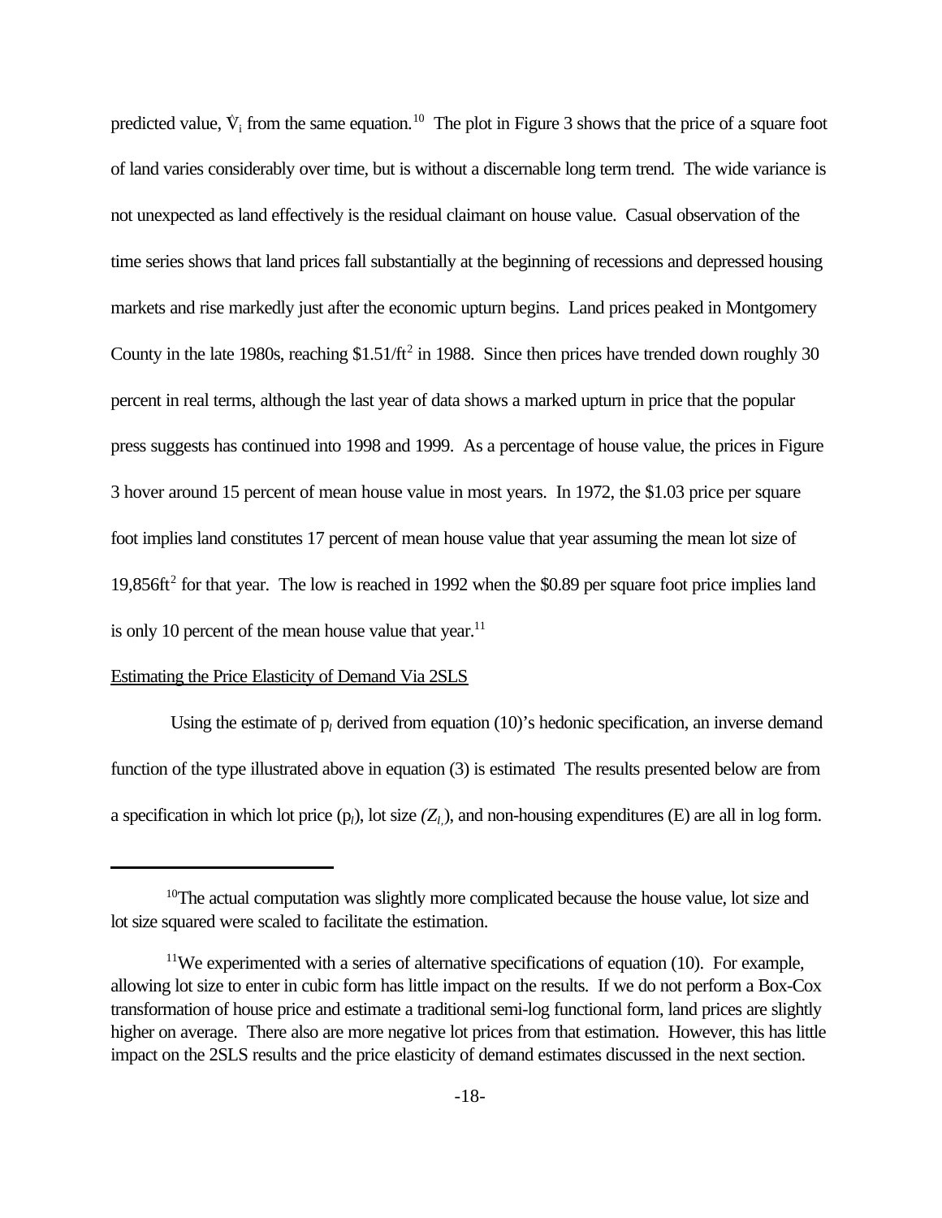predicted value, $\dot{V}_i$ from the same equation.[10] The plot in Figure 3 shows that the price of a square foot of land varies considerably over time, but is without a discernable long term trend. The wide variance is not unexpected as land effectively is the residual claimant on house value. Casual observation of the time series shows that land prices fall substantially at the beginning of recessions and depressed housing markets and rise markedly just after the economic upturn begins. Land prices peaked in Montgomery County in the late 1980s, reaching $\$1.51/ft^2$ in 1988. Since then prices have trended down roughly 30 percent in real terms, although the last year of data shows a marked upturn in price that the popular press suggests has continued into 1998 and 1999. As a percentage of house value, the prices in Figure 3 hover around 15 percent of mean house value in most years. In 1972, the \$1.03 price per square foot implies land constitutes 17 percent of mean house value that year assuming the mean lot size of $19{,}856ft^2$ for that year. The low is reached in 1992 when the \$0.89 per square foot price implies land is only 10 percent of the mean house value that year.[11]

Estimating the Price Elasticity of Demand Via 2SLS

Using the estimate of $p_l$ derived from equation (10)'s hedonic specification, an inverse demand function of the type illustrated above in equation (3) is estimated The results presented below are from a specification in which lot price ($p_l$), lot size ($Z_l$), and non-housing expenditures (E) are all in log form.

[10] The actual computation was slightly more complicated because the house value, lot size and lot size squared were scaled to facilitate the estimation.

[11] We experimented with a series of alternative specifications of equation (10). For example, allowing lot size to enter in cubic form has little impact on the results. If we do not perform a Box-Cox transformation of house price and estimate a traditional semi-log functional form, land prices are slightly higher on average. There also are more negative lot prices from that estimation. However, this has little impact on the 2SLS results and the price elasticity of demand estimates discussed in the next section.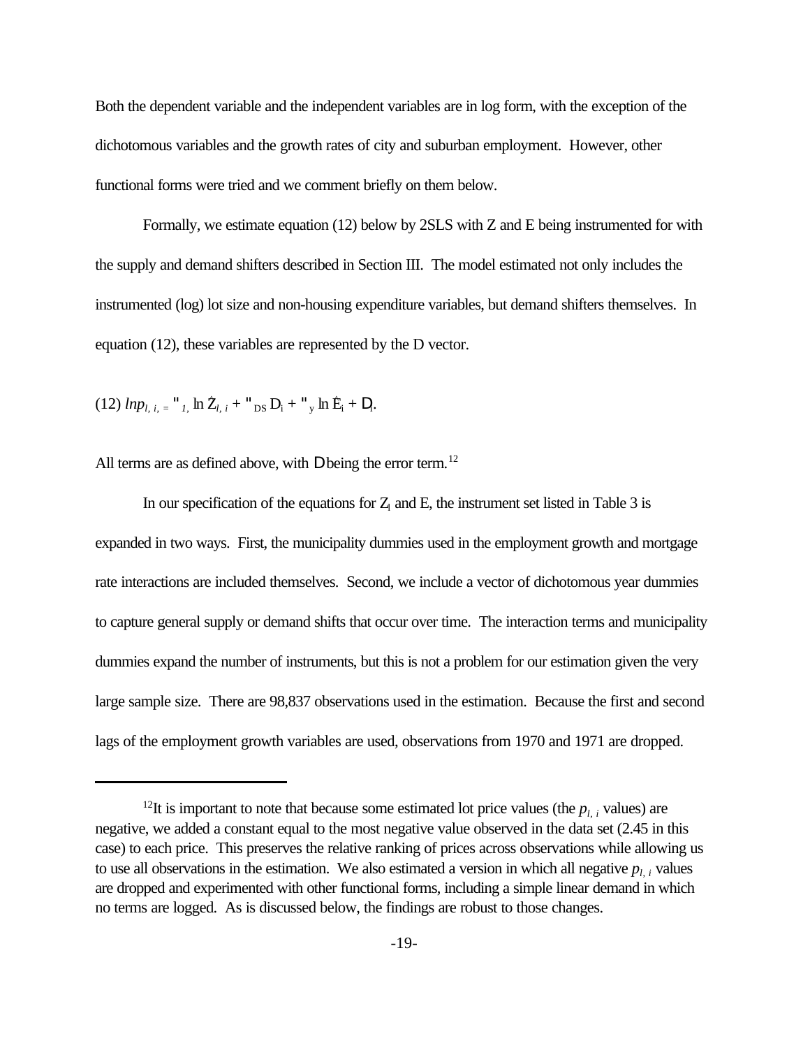Both the dependent variable and the independent variables are in log form, with the exception of the dichotomous variables and the growth rates of city and suburban employment. However, other functional forms were tried and we comment briefly on them below.

Formally, we estimate equation (12) below by 2SLS with Z and E being instrumented for with the supply and demand shifters described in Section III. The model estimated not only includes the instrumented (log) lot size and non-housing expenditure variables, but demand shifters themselves. In equation (12), these variables are represented by the D vector.

$$(12)\ \ln p_{l,\,i,} = \alpha_{1,} \ln \hat{Z}_{l,\,i} + \alpha_{DS} D_i + \alpha_y \ln \hat{E}_i + \varepsilon_i.$$

All terms are as defined above, with $\varepsilon$ being the error term.[12]

In our specification of the equations for $Z_l$ and E, the instrument set listed in Table 3 is expanded in two ways. First, the municipality dummies used in the employment growth and mortgage rate interactions are included themselves. Second, we include a vector of dichotomous year dummies to capture general supply or demand shifts that occur over time. The interaction terms and municipality dummies expand the number of instruments, but this is not a problem for our estimation given the very large sample size. There are 98,837 observations used in the estimation. Because the first and second lags of the employment growth variables are used, observations from 1970 and 1971 are dropped.

---

[12] It is important to note that because some estimated lot price values (the $p_{l,\,i}$ values) are negative, we added a constant equal to the most negative value observed in the data set (2.45 in this case) to each price. This preserves the relative ranking of prices across observations while allowing us to use all observations in the estimation. We also estimated a version in which all negative $p_{l,\,i}$ values are dropped and experimented with other functional forms, including a simple linear demand in which no terms are logged. As is discussed below, the findings are robust to those changes.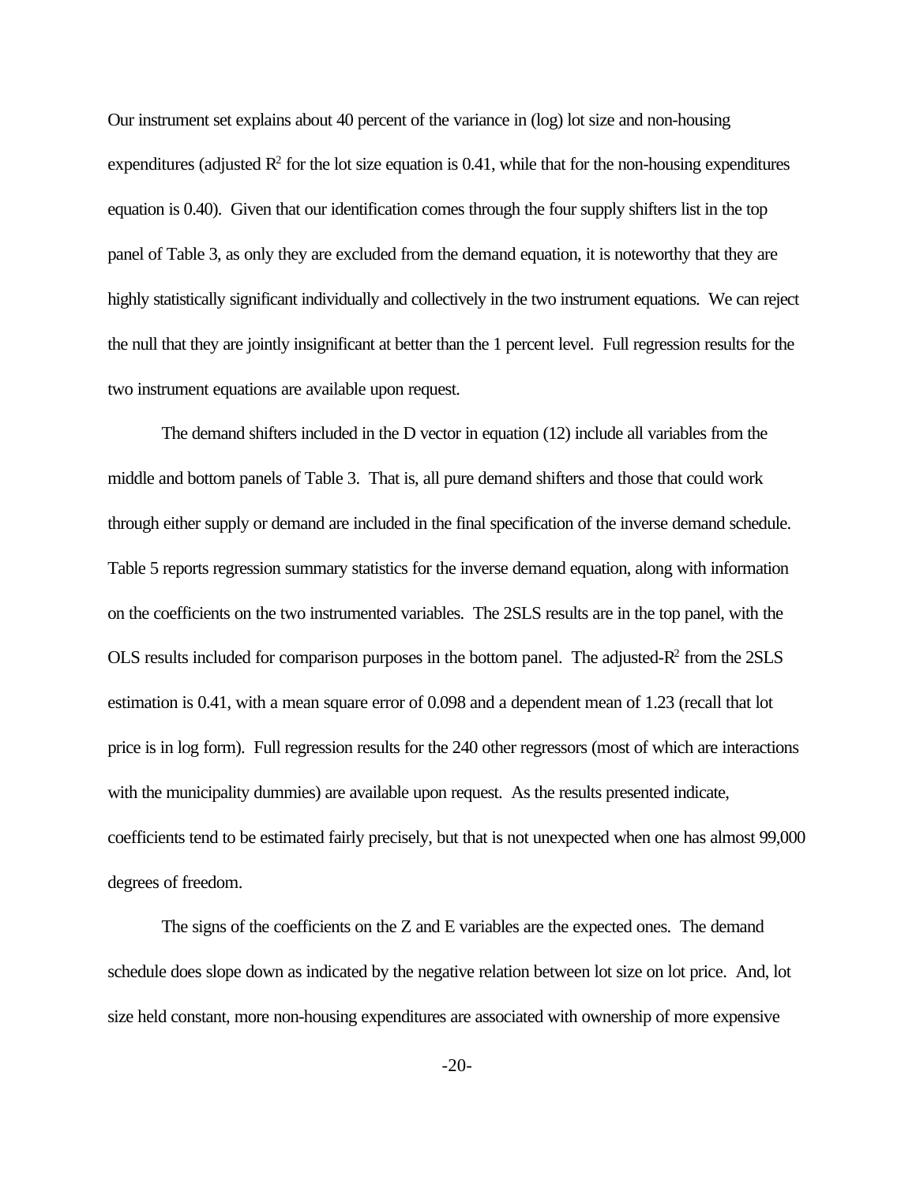Our instrument set explains about 40 percent of the variance in (log) lot size and non-housing expenditures (adjusted $R^2$ for the lot size equation is 0.41, while that for the non-housing expenditures equation is 0.40). Given that our identification comes through the four supply shifters list in the top panel of Table 3, as only they are excluded from the demand equation, it is noteworthy that they are highly statistically significant individually and collectively in the two instrument equations. We can reject the null that they are jointly insignificant at better than the 1 percent level. Full regression results for the two instrument equations are available upon request.

The demand shifters included in the D vector in equation (12) include all variables from the middle and bottom panels of Table 3. That is, all pure demand shifters and those that could work through either supply or demand are included in the final specification of the inverse demand schedule. Table 5 reports regression summary statistics for the inverse demand equation, along with information on the coefficients on the two instrumented variables. The 2SLS results are in the top panel, with the OLS results included for comparison purposes in the bottom panel. The adjusted-$R^2$ from the 2SLS estimation is 0.41, with a mean square error of 0.098 and a dependent mean of 1.23 (recall that lot price is in log form). Full regression results for the 240 other regressors (most of which are interactions with the municipality dummies) are available upon request. As the results presented indicate, coefficients tend to be estimated fairly precisely, but that is not unexpected when one has almost 99,000 degrees of freedom.

The signs of the coefficients on the Z and E variables are the expected ones. The demand schedule does slope down as indicated by the negative relation between lot size on lot price. And, lot size held constant, more non-housing expenditures are associated with ownership of more expensive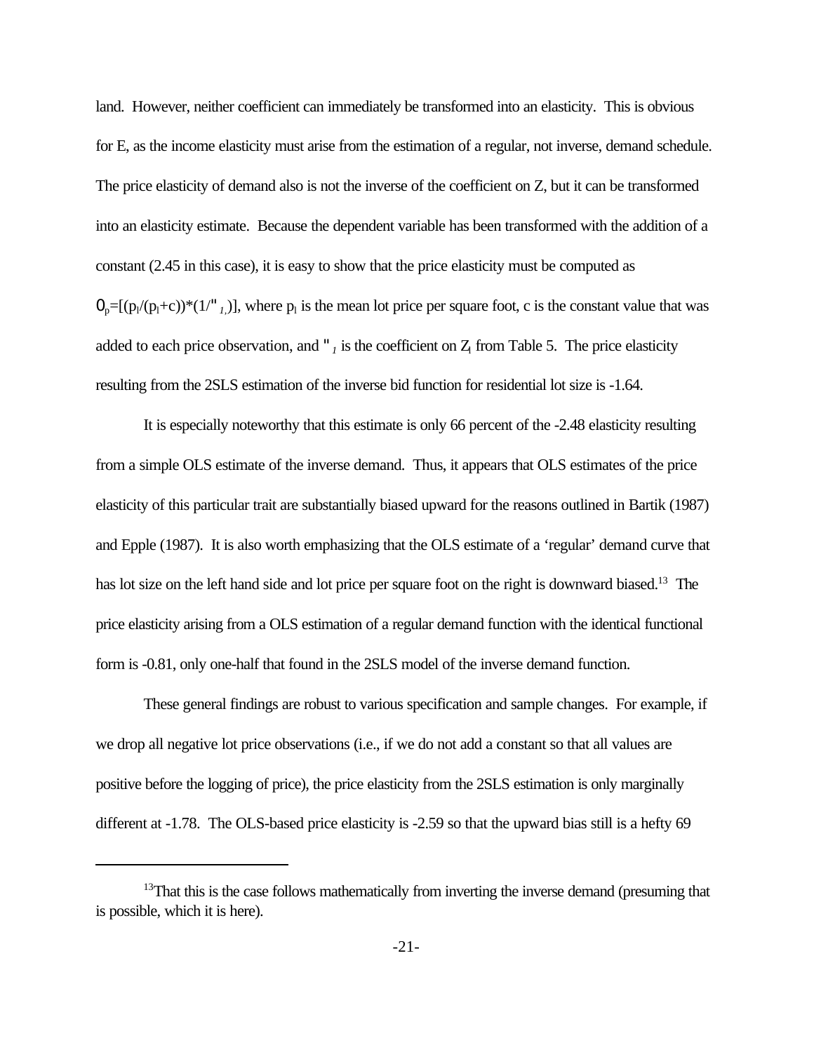land. However, neither coefficient can immediately be transformed into an elasticity. This is obvious for E, as the income elasticity must arise from the estimation of a regular, not inverse, demand schedule. The price elasticity of demand also is not the inverse of the coefficient on Z, but it can be transformed into an elasticity estimate. Because the dependent variable has been transformed with the addition of a constant (2.45 in this case), it is easy to show that the price elasticity must be computed as $\eta_p=[(p_l/(p_l+c))*(1/\alpha_1)]$, where $p_l$ is the mean lot price per square foot, c is the constant value that was added to each price observation, and $\alpha_1$ is the coefficient on $Z_l$ from Table 5. The price elasticity resulting from the 2SLS estimation of the inverse bid function for residential lot size is -1.64.

It is especially noteworthy that this estimate is only 66 percent of the -2.48 elasticity resulting from a simple OLS estimate of the inverse demand. Thus, it appears that OLS estimates of the price elasticity of this particular trait are substantially biased upward for the reasons outlined in Bartik (1987) and Epple (1987). It is also worth emphasizing that the OLS estimate of a 'regular' demand curve that has lot size on the left hand side and lot price per square foot on the right is downward biased.[13] The price elasticity arising from a OLS estimation of a regular demand function with the identical functional form is -0.81, only one-half that found in the 2SLS model of the inverse demand function.

These general findings are robust to various specification and sample changes. For example, if we drop all negative lot price observations (i.e., if we do not add a constant so that all values are positive before the logging of price), the price elasticity from the 2SLS estimation is only marginally different at -1.78. The OLS-based price elasticity is -2.59 so that the upward bias still is a hefty 69

[13] That this is the case follows mathematically from inverting the inverse demand (presuming that is possible, which it is here).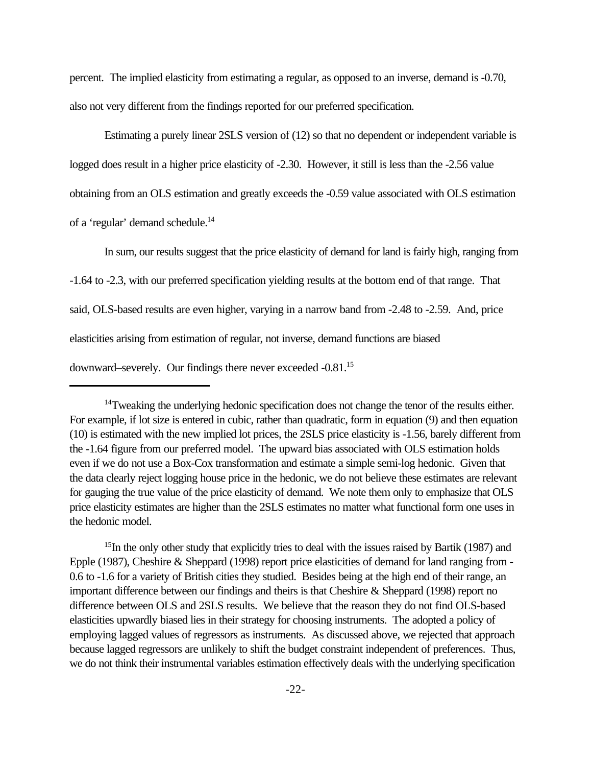percent. The implied elasticity from estimating a regular, as opposed to an inverse, demand is -0.70, also not very different from the findings reported for our preferred specification.

Estimating a purely linear 2SLS version of (12) so that no dependent or independent variable is logged does result in a higher price elasticity of -2.30. However, it still is less than the -2.56 value obtaining from an OLS estimation and greatly exceeds the -0.59 value associated with OLS estimation of a 'regular' demand schedule.[14]

In sum, our results suggest that the price elasticity of demand for land is fairly high, ranging from -1.64 to -2.3, with our preferred specification yielding results at the bottom end of that range. That said, OLS-based results are even higher, varying in a narrow band from -2.48 to -2.59. And, price elasticities arising from estimation of regular, not inverse, demand functions are biased downward–severely. Our findings there never exceeded -0.81.[15]

---

[14]Tweaking the underlying hedonic specification does not change the tenor of the results either. For example, if lot size is entered in cubic, rather than quadratic, form in equation (9) and then equation (10) is estimated with the new implied lot prices, the 2SLS price elasticity is -1.56, barely different from the -1.64 figure from our preferred model. The upward bias associated with OLS estimation holds even if we do not use a Box-Cox transformation and estimate a simple semi-log hedonic. Given that the data clearly reject logging house price in the hedonic, we do not believe these estimates are relevant for gauging the true value of the price elasticity of demand. We note them only to emphasize that OLS price elasticity estimates are higher than the 2SLS estimates no matter what functional form one uses in the hedonic model.

[15]In the only other study that explicitly tries to deal with the issues raised by Bartik (1987) and Epple (1987), Cheshire & Sheppard (1998) report price elasticities of demand for land ranging from -0.6 to -1.6 for a variety of British cities they studied. Besides being at the high end of their range, an important difference between our findings and theirs is that Cheshire & Sheppard (1998) report no difference between OLS and 2SLS results. We believe that the reason they do not find OLS-based elasticities upwardly biased lies in their strategy for choosing instruments. The adopted a policy of employing lagged values of regressors as instruments. As discussed above, we rejected that approach because lagged regressors are unlikely to shift the budget constraint independent of preferences. Thus, we do not think their instrumental variables estimation effectively deals with the underlying specification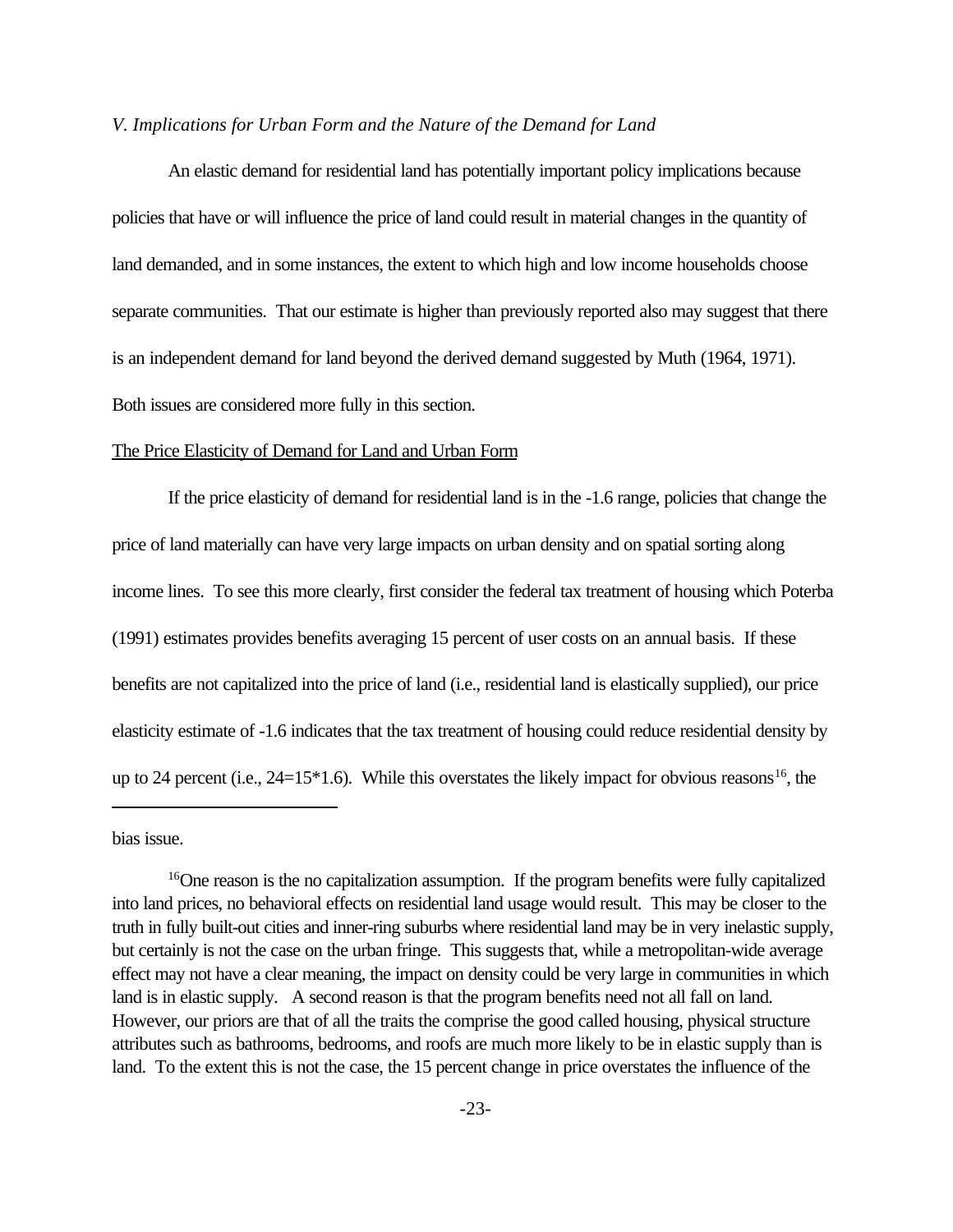*V. Implications for Urban Form and the Nature of the Demand for Land*

An elastic demand for residential land has potentially important policy implications because policies that have or will influence the price of land could result in material changes in the quantity of land demanded, and in some instances, the extent to which high and low income households choose separate communities. That our estimate is higher than previously reported also may suggest that there is an independent demand for land beyond the derived demand suggested by Muth (1964, 1971). Both issues are considered more fully in this section.

The Price Elasticity of Demand for Land and Urban Form

If the price elasticity of demand for residential land is in the -1.6 range, policies that change the price of land materially can have very large impacts on urban density and on spatial sorting along income lines. To see this more clearly, first consider the federal tax treatment of housing which Poterba (1991) estimates provides benefits averaging 15 percent of user costs on an annual basis. If these benefits are not capitalized into the price of land (i.e., residential land is elastically supplied), our price elasticity estimate of -1.6 indicates that the tax treatment of housing could reduce residential density by up to 24 percent (i.e., 24=15*1.6). While this overstates the likely impact for obvious reasons[16], the

---

bias issue.

[16]One reason is the no capitalization assumption. If the program benefits were fully capitalized into land prices, no behavioral effects on residential land usage would result. This may be closer to the truth in fully built-out cities and inner-ring suburbs where residential land may be in very inelastic supply, but certainly is not the case on the urban fringe. This suggests that, while a metropolitan-wide average effect may not have a clear meaning, the impact on density could be very large in communities in which land is in elastic supply. A second reason is that the program benefits need not all fall on land. However, our priors are that of all the traits the comprise the good called housing, physical structure attributes such as bathrooms, bedrooms, and roofs are much more likely to be in elastic supply than is land. To the extent this is not the case, the 15 percent change in price overstates the influence of the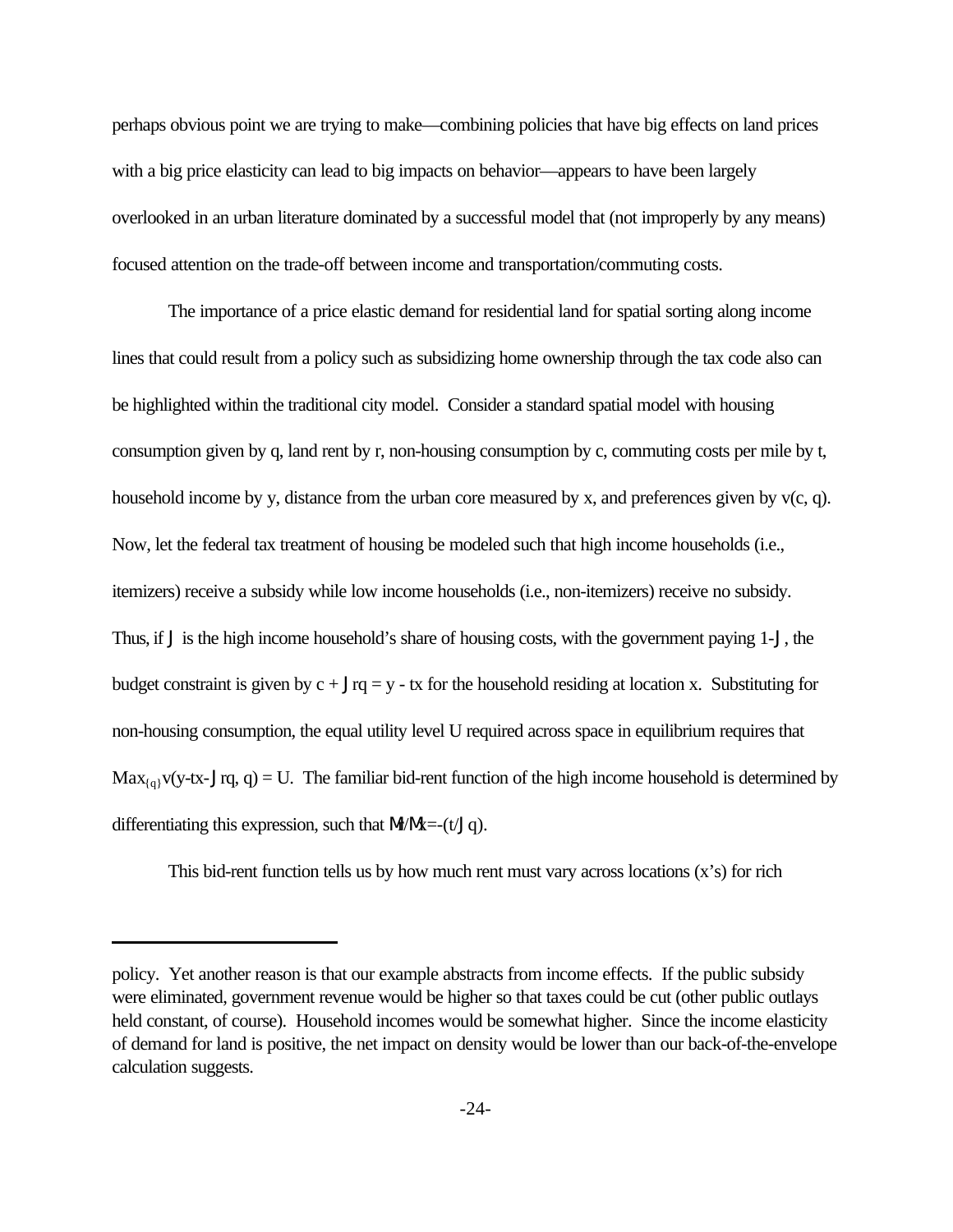perhaps obvious point we are trying to make—combining policies that have big effects on land prices with a big price elasticity can lead to big impacts on behavior—appears to have been largely overlooked in an urban literature dominated by a successful model that (not improperly by any means) focused attention on the trade-off between income and transportation/commuting costs.

The importance of a price elastic demand for residential land for spatial sorting along income lines that could result from a policy such as subsidizing home ownership through the tax code also can be highlighted within the traditional city model. Consider a standard spatial model with housing consumption given by q, land rent by r, non-housing consumption by c, commuting costs per mile by t, household income by y, distance from the urban core measured by x, and preferences given by v(c, q). Now, let the federal tax treatment of housing be modeled such that high income households (i.e., itemizers) receive a subsidy while low income households (i.e., non-itemizers) receive no subsidy. Thus, if $\tau$ is the high income household's share of housing costs, with the government paying $1-\tau$, the budget constraint is given by $c + \tau rq = y - tx$ for the household residing at location x. Substituting for non-housing consumption, the equal utility level U required across space in equilibrium requires that $\text{Max}_{\{q\}} v(y-tx-\tau rq, q) = U$. The familiar bid-rent function of the high income household is determined by differentiating this expression, such that $\partial r/\partial x = -(t/\tau q)$.

This bid-rent function tells us by how much rent must vary across locations (x's) for rich

---

policy. Yet another reason is that our example abstracts from income effects. If the public subsidy were eliminated, government revenue would be higher so that taxes could be cut (other public outlays held constant, of course). Household incomes would be somewhat higher. Since the income elasticity of demand for land is positive, the net impact on density would be lower than our back-of-the-envelope calculation suggests.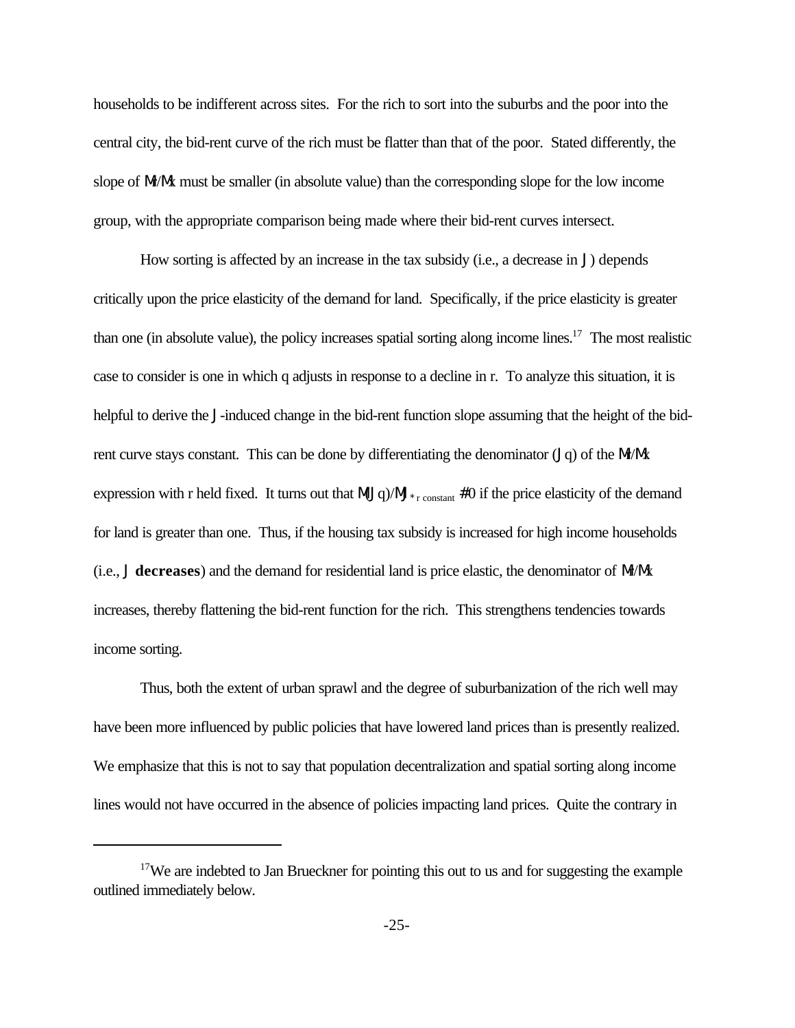households to be indifferent across sites. For the rich to sort into the suburbs and the poor into the central city, the bid-rent curve of the rich must be flatter than that of the poor. Stated differently, the slope of $\partial r/\partial x$ must be smaller (in absolute value) than the corresponding slope for the low income group, with the appropriate comparison being made where their bid-rent curves intersect.

How sorting is affected by an increase in the tax subsidy (i.e., a decrease in $\tau$) depends critically upon the price elasticity of the demand for land. Specifically, if the price elasticity is greater than one (in absolute value), the policy increases spatial sorting along income lines.[17] The most realistic case to consider is one in which q adjusts in response to a decline in r. To analyze this situation, it is helpful to derive the $\tau$-induced change in the bid-rent function slope assuming that the height of the bid-rent curve stays constant. This can be done by differentiating the denominator ($\tau q$) of the $\partial r/\partial x$ expression with r held fixed. It turns out that $\partial(\tau q)/\partial\tau\,|_{r\ \text{constant}} \leq 0$ if the price elasticity of the demand for land is greater than one. Thus, if the housing tax subsidy is increased for high income households (i.e., $\tau$ **decreases**) and the demand for residential land is price elastic, the denominator of $\partial r/\partial x$ increases, thereby flattening the bid-rent function for the rich. This strengthens tendencies towards income sorting.

Thus, both the extent of urban sprawl and the degree of suburbanization of the rich well may have been more influenced by public policies that have lowered land prices than is presently realized. We emphasize that this is not to say that population decentralization and spatial sorting along income lines would not have occurred in the absence of policies impacting land prices. Quite the contrary in

[17]We are indebted to Jan Brueckner for pointing this out to us and for suggesting the example outlined immediately below.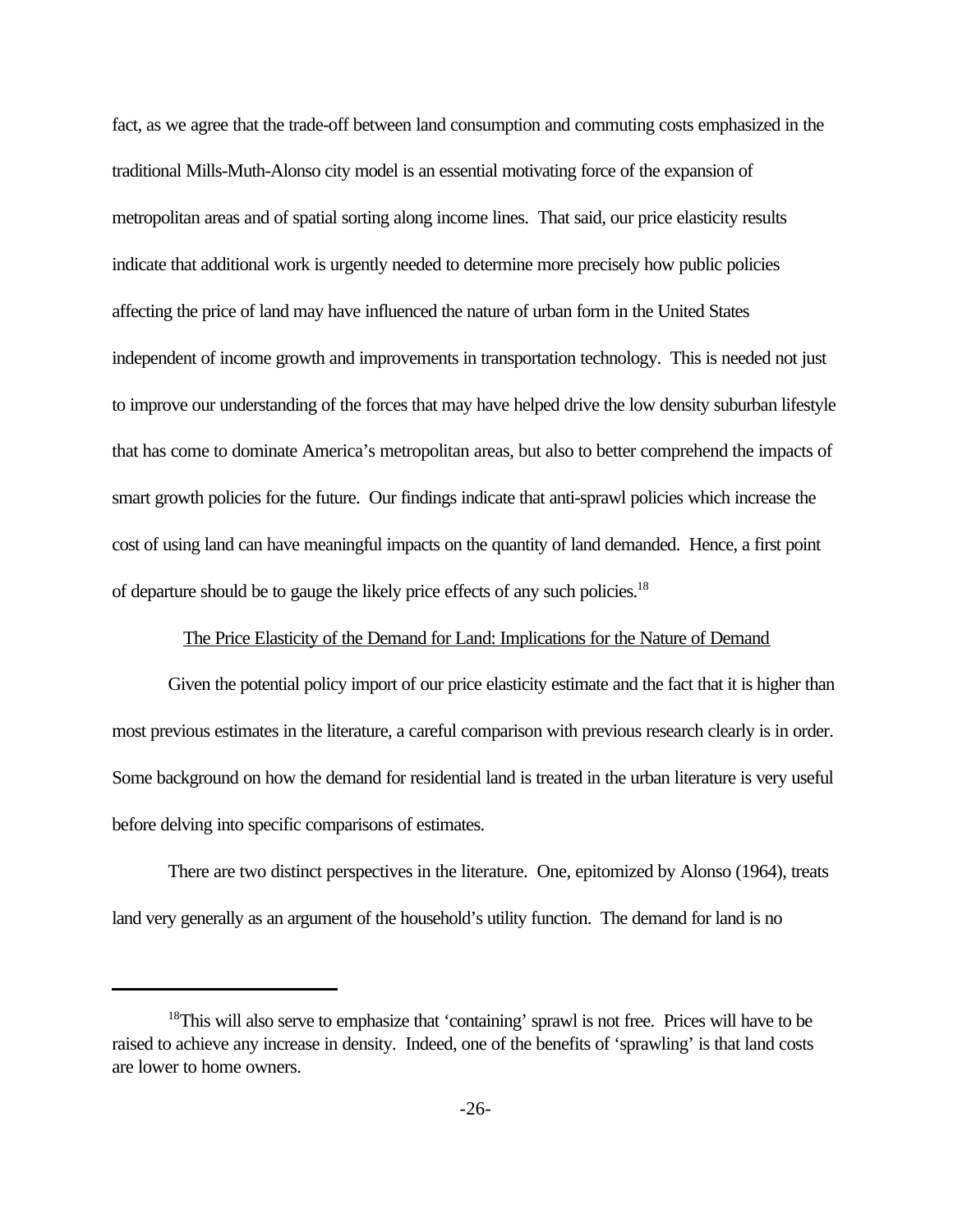fact, as we agree that the trade-off between land consumption and commuting costs emphasized in the traditional Mills-Muth-Alonso city model is an essential motivating force of the expansion of metropolitan areas and of spatial sorting along income lines. That said, our price elasticity results indicate that additional work is urgently needed to determine more precisely how public policies affecting the price of land may have influenced the nature of urban form in the United States independent of income growth and improvements in transportation technology. This is needed not just to improve our understanding of the forces that may have helped drive the low density suburban lifestyle that has come to dominate America's metropolitan areas, but also to better comprehend the impacts of smart growth policies for the future. Our findings indicate that anti-sprawl policies which increase the cost of using land can have meaningful impacts on the quantity of land demanded. Hence, a first point of departure should be to gauge the likely price effects of any such policies.[18]

## The Price Elasticity of the Demand for Land: Implications for the Nature of Demand

Given the potential policy import of our price elasticity estimate and the fact that it is higher than most previous estimates in the literature, a careful comparison with previous research clearly is in order. Some background on how the demand for residential land is treated in the urban literature is very useful before delving into specific comparisons of estimates.

There are two distinct perspectives in the literature. One, epitomized by Alonso (1964), treats land very generally as an argument of the household's utility function. The demand for land is no

---

[18]This will also serve to emphasize that 'containing' sprawl is not free. Prices will have to be raised to achieve any increase in density. Indeed, one of the benefits of 'sprawling' is that land costs are lower to home owners.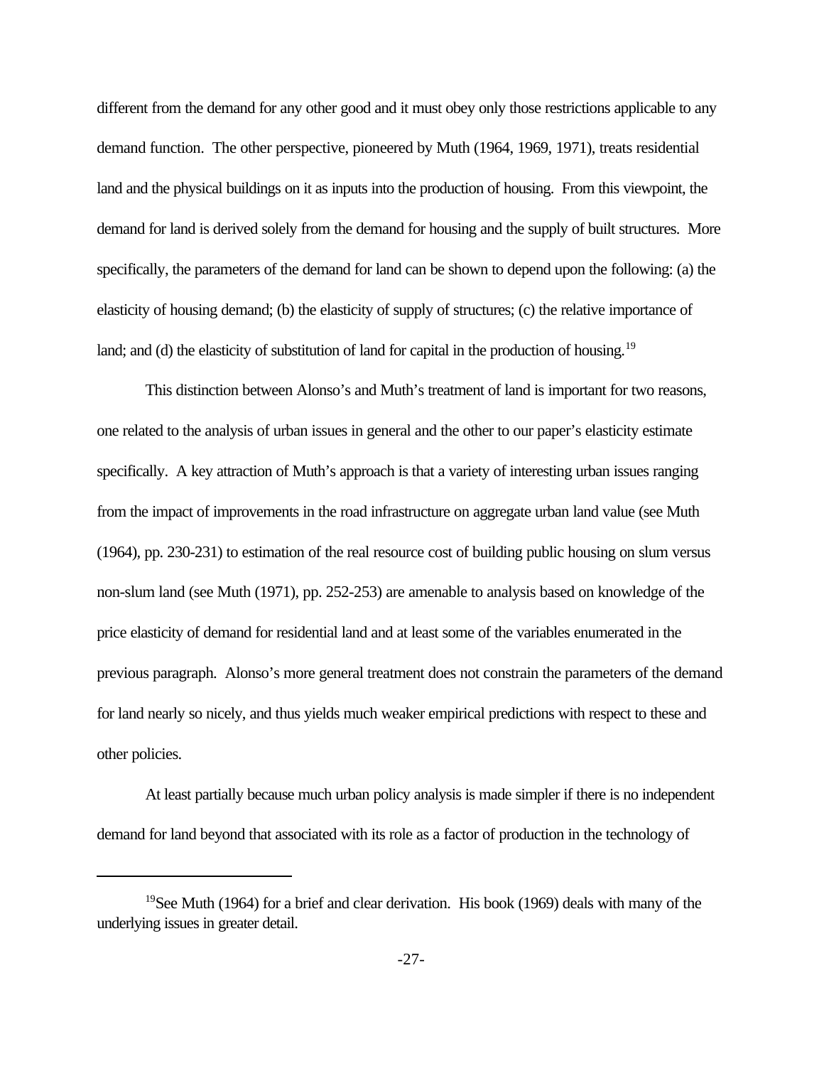different from the demand for any other good and it must obey only those restrictions applicable to any demand function. The other perspective, pioneered by Muth (1964, 1969, 1971), treats residential land and the physical buildings on it as inputs into the production of housing. From this viewpoint, the demand for land is derived solely from the demand for housing and the supply of built structures. More specifically, the parameters of the demand for land can be shown to depend upon the following: (a) the elasticity of housing demand; (b) the elasticity of supply of structures; (c) the relative importance of land; and (d) the elasticity of substitution of land for capital in the production of housing.[19]

This distinction between Alonso's and Muth's treatment of land is important for two reasons, one related to the analysis of urban issues in general and the other to our paper's elasticity estimate specifically. A key attraction of Muth's approach is that a variety of interesting urban issues ranging from the impact of improvements in the road infrastructure on aggregate urban land value (see Muth (1964), pp. 230-231) to estimation of the real resource cost of building public housing on slum versus non-slum land (see Muth (1971), pp. 252-253) are amenable to analysis based on knowledge of the price elasticity of demand for residential land and at least some of the variables enumerated in the previous paragraph. Alonso's more general treatment does not constrain the parameters of the demand for land nearly so nicely, and thus yields much weaker empirical predictions with respect to these and other policies.

At least partially because much urban policy analysis is made simpler if there is no independent demand for land beyond that associated with its role as a factor of production in the technology of

---

[19]See Muth (1964) for a brief and clear derivation. His book (1969) deals with many of the underlying issues in greater detail.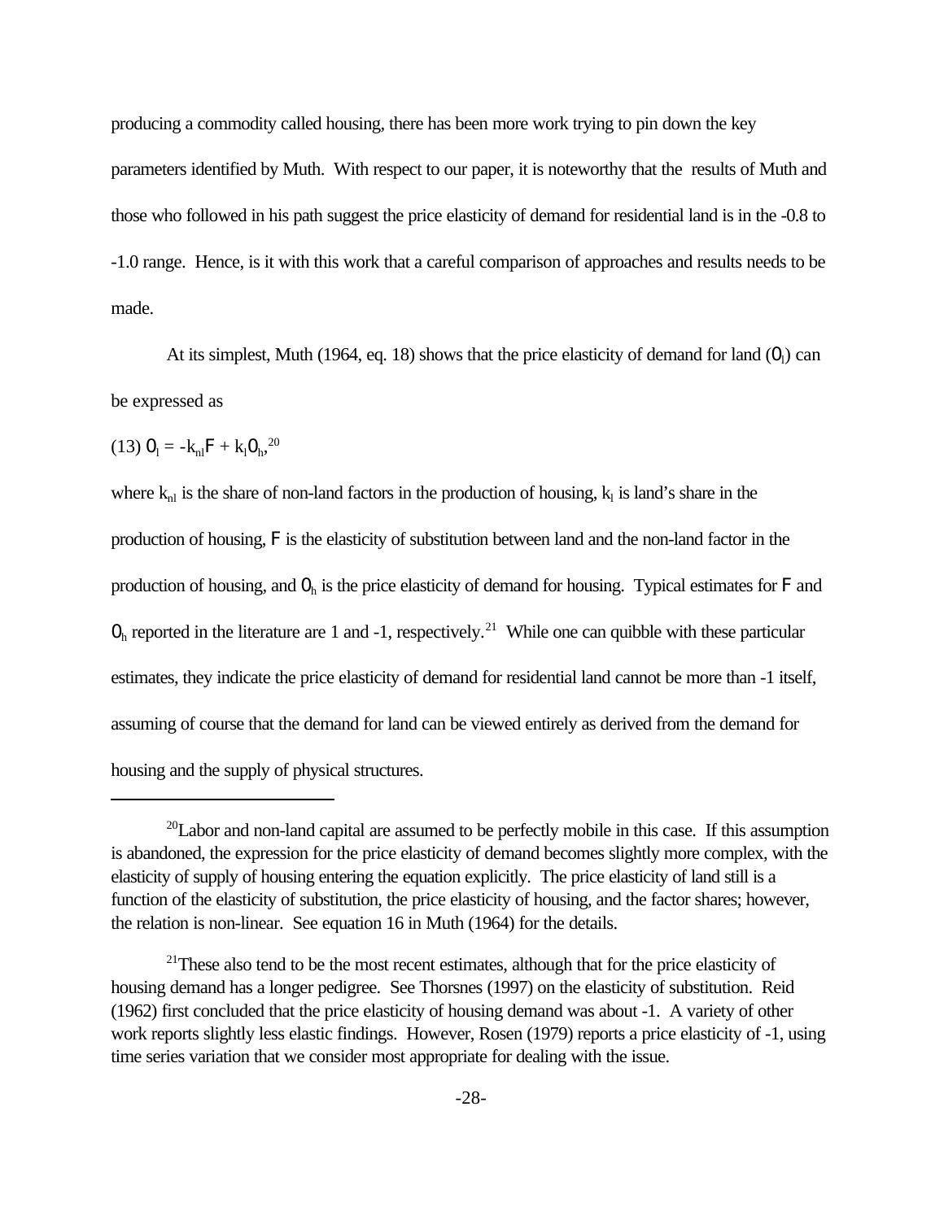producing a commodity called housing, there has been more work trying to pin down the key parameters identified by Muth. With respect to our paper, it is noteworthy that the results of Muth and those who followed in his path suggest the price elasticity of demand for residential land is in the -0.8 to -1.0 range. Hence, is it with this work that a careful comparison of approaches and results needs to be made.

At its simplest, Muth (1964, eq. 18) shows that the price elasticity of demand for land ($\eta_l$) can be expressed as

(13) $\eta_l = -k_{nl}\sigma + k_l\eta_h$,[20]

where $k_{nl}$ is the share of non-land factors in the production of housing, $k_l$ is land's share in the production of housing, $\sigma$ is the elasticity of substitution between land and the non-land factor in the production of housing, and $\eta_h$ is the price elasticity of demand for housing. Typical estimates for $\sigma$ and $\eta_h$ reported in the literature are 1 and -1, respectively.[21] While one can quibble with these particular estimates, they indicate the price elasticity of demand for residential land cannot be more than -1 itself, assuming of course that the demand for land can be viewed entirely as derived from the demand for housing and the supply of physical structures.

---

[20] Labor and non-land capital are assumed to be perfectly mobile in this case. If this assumption is abandoned, the expression for the price elasticity of demand becomes slightly more complex, with the elasticity of supply of housing entering the equation explicitly. The price elasticity of land still is a function of the elasticity of substitution, the price elasticity of housing, and the factor shares; however, the relation is non-linear. See equation 16 in Muth (1964) for the details.

[21] These also tend to be the most recent estimates, although that for the price elasticity of housing demand has a longer pedigree. See Thorsnes (1997) on the elasticity of substitution. Reid (1962) first concluded that the price elasticity of housing demand was about -1. A variety of other work reports slightly less elastic findings. However, Rosen (1979) reports a price elasticity of -1, using time series variation that we consider most appropriate for dealing with the issue.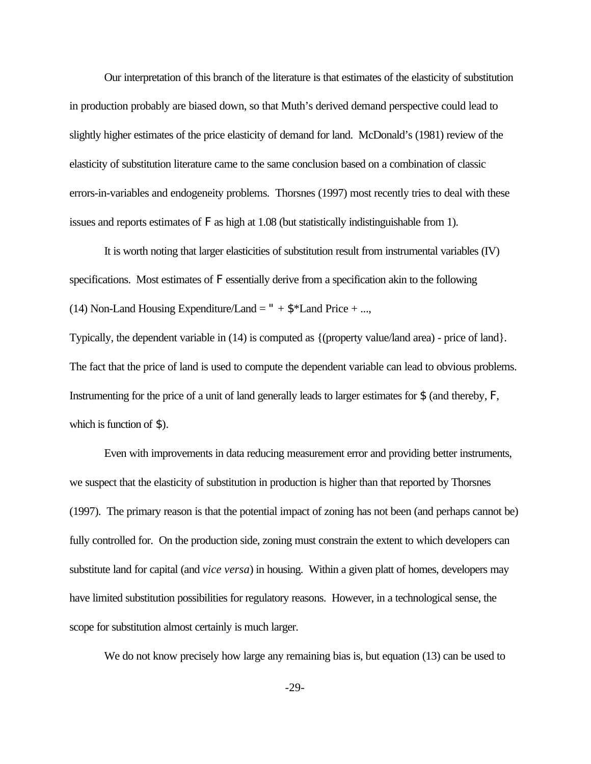Our interpretation of this branch of the literature is that estimates of the elasticity of substitution in production probably are biased down, so that Muth's derived demand perspective could lead to slightly higher estimates of the price elasticity of demand for land. McDonald's (1981) review of the elasticity of substitution literature came to the same conclusion based on a combination of classic errors-in-variables and endogeneity problems. Thorsnes (1997) most recently tries to deal with these issues and reports estimates of $\sigma$ as high at 1.08 (but statistically indistinguishable from 1).

It is worth noting that larger elasticities of substitution result from instrumental variables (IV) specifications. Most estimates of $\sigma$ essentially derive from a specification akin to the following

(14) Non-Land Housing Expenditure/Land = $\alpha$ + $\beta$*Land Price + ...,

Typically, the dependent variable in (14) is computed as {(property value/land area) - price of land}. The fact that the price of land is used to compute the dependent variable can lead to obvious problems. Instrumenting for the price of a unit of land generally leads to larger estimates for $\beta$ (and thereby, $\sigma$, which is function of $\beta$).

Even with improvements in data reducing measurement error and providing better instruments, we suspect that the elasticity of substitution in production is higher than that reported by Thorsnes (1997). The primary reason is that the potential impact of zoning has not been (and perhaps cannot be) fully controlled for. On the production side, zoning must constrain the extent to which developers can substitute land for capital (and *vice versa*) in housing. Within a given platt of homes, developers may have limited substitution possibilities for regulatory reasons. However, in a technological sense, the scope for substitution almost certainly is much larger.

We do not know precisely how large any remaining bias is, but equation (13) can be used to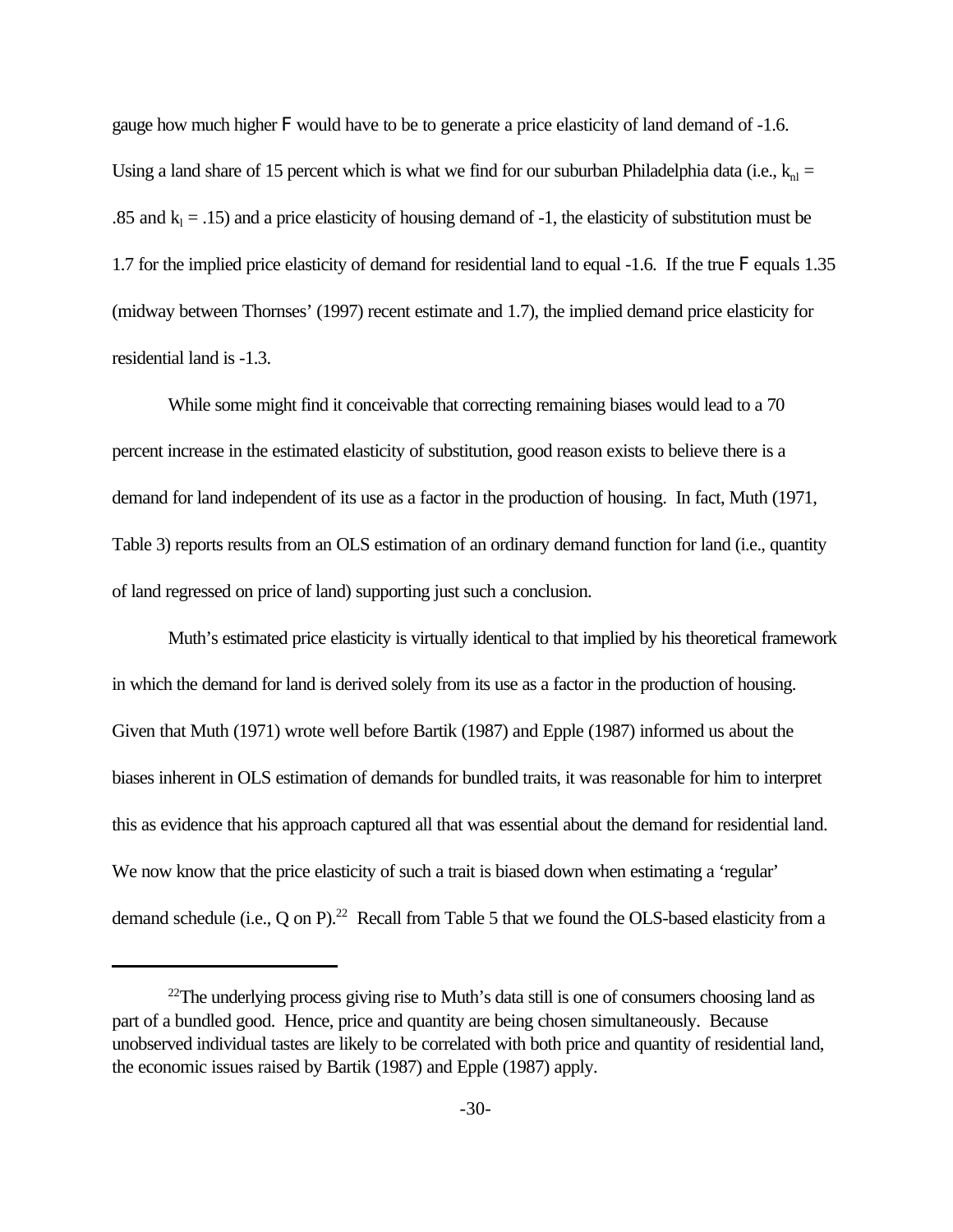gauge how much higher F would have to be to generate a price elasticity of land demand of -1.6. Using a land share of 15 percent which is what we find for our suburban Philadelphia data (i.e., $k_{nl}$ = .85 and $k_l$ = .15) and a price elasticity of housing demand of -1, the elasticity of substitution must be 1.7 for the implied price elasticity of demand for residential land to equal -1.6. If the true F equals 1.35 (midway between Thornses' (1997) recent estimate and 1.7), the implied demand price elasticity for residential land is -1.3.

While some might find it conceivable that correcting remaining biases would lead to a 70 percent increase in the estimated elasticity of substitution, good reason exists to believe there is a demand for land independent of its use as a factor in the production of housing. In fact, Muth (1971, Table 3) reports results from an OLS estimation of an ordinary demand function for land (i.e., quantity of land regressed on price of land) supporting just such a conclusion.

Muth's estimated price elasticity is virtually identical to that implied by his theoretical framework in which the demand for land is derived solely from its use as a factor in the production of housing. Given that Muth (1971) wrote well before Bartik (1987) and Epple (1987) informed us about the biases inherent in OLS estimation of demands for bundled traits, it was reasonable for him to interpret this as evidence that his approach captured all that was essential about the demand for residential land. We now know that the price elasticity of such a trait is biased down when estimating a 'regular' demand schedule (i.e., Q on P).[22] Recall from Table 5 that we found the OLS-based elasticity from a

---

[22]The underlying process giving rise to Muth's data still is one of consumers choosing land as part of a bundled good. Hence, price and quantity are being chosen simultaneously. Because unobserved individual tastes are likely to be correlated with both price and quantity of residential land, the economic issues raised by Bartik (1987) and Epple (1987) apply.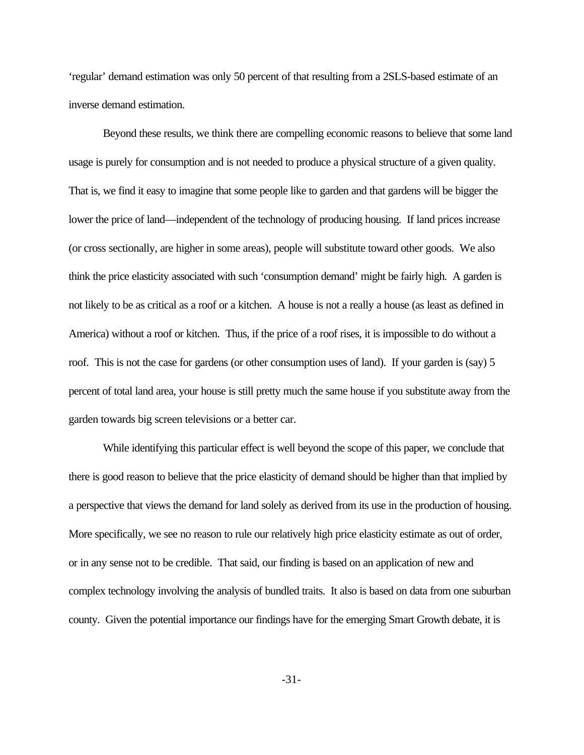'regular' demand estimation was only 50 percent of that resulting from a 2SLS-based estimate of an inverse demand estimation.

Beyond these results, we think there are compelling economic reasons to believe that some land usage is purely for consumption and is not needed to produce a physical structure of a given quality. That is, we find it easy to imagine that some people like to garden and that gardens will be bigger the lower the price of land—independent of the technology of producing housing. If land prices increase (or cross sectionally, are higher in some areas), people will substitute toward other goods. We also think the price elasticity associated with such 'consumption demand' might be fairly high. A garden is not likely to be as critical as a roof or a kitchen. A house is not a really a house (as least as defined in America) without a roof or kitchen. Thus, if the price of a roof rises, it is impossible to do without a roof. This is not the case for gardens (or other consumption uses of land). If your garden is (say) 5 percent of total land area, your house is still pretty much the same house if you substitute away from the garden towards big screen televisions or a better car.

While identifying this particular effect is well beyond the scope of this paper, we conclude that there is good reason to believe that the price elasticity of demand should be higher than that implied by a perspective that views the demand for land solely as derived from its use in the production of housing. More specifically, we see no reason to rule our relatively high price elasticity estimate as out of order, or in any sense not to be credible. That said, our finding is based on an application of new and complex technology involving the analysis of bundled traits. It also is based on data from one suburban county. Given the potential importance our findings have for the emerging Smart Growth debate, it is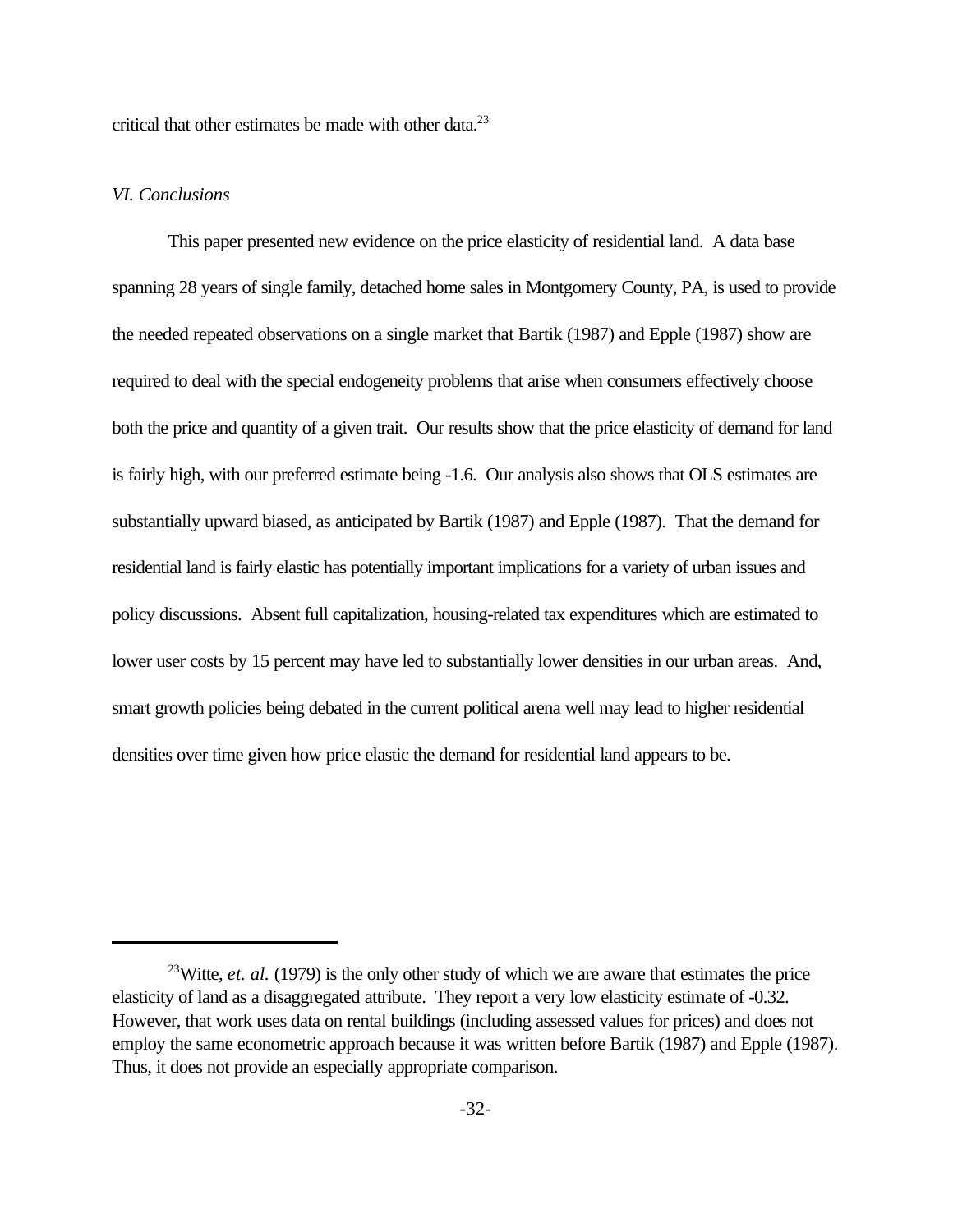critical that other estimates be made with other data.[23]

*VI. Conclusions*

This paper presented new evidence on the price elasticity of residential land. A data base spanning 28 years of single family, detached home sales in Montgomery County, PA, is used to provide the needed repeated observations on a single market that Bartik (1987) and Epple (1987) show are required to deal with the special endogeneity problems that arise when consumers effectively choose both the price and quantity of a given trait. Our results show that the price elasticity of demand for land is fairly high, with our preferred estimate being -1.6. Our analysis also shows that OLS estimates are substantially upward biased, as anticipated by Bartik (1987) and Epple (1987). That the demand for residential land is fairly elastic has potentially important implications for a variety of urban issues and policy discussions. Absent full capitalization, housing-related tax expenditures which are estimated to lower user costs by 15 percent may have led to substantially lower densities in our urban areas. And, smart growth policies being debated in the current political arena well may lead to higher residential densities over time given how price elastic the demand for residential land appears to be.

---

[23]Witte, *et. al.* (1979) is the only other study of which we are aware that estimates the price elasticity of land as a disaggregated attribute. They report a very low elasticity estimate of -0.32. However, that work uses data on rental buildings (including assessed values for prices) and does not employ the same econometric approach because it was written before Bartik (1987) and Epple (1987). Thus, it does not provide an especially appropriate comparison.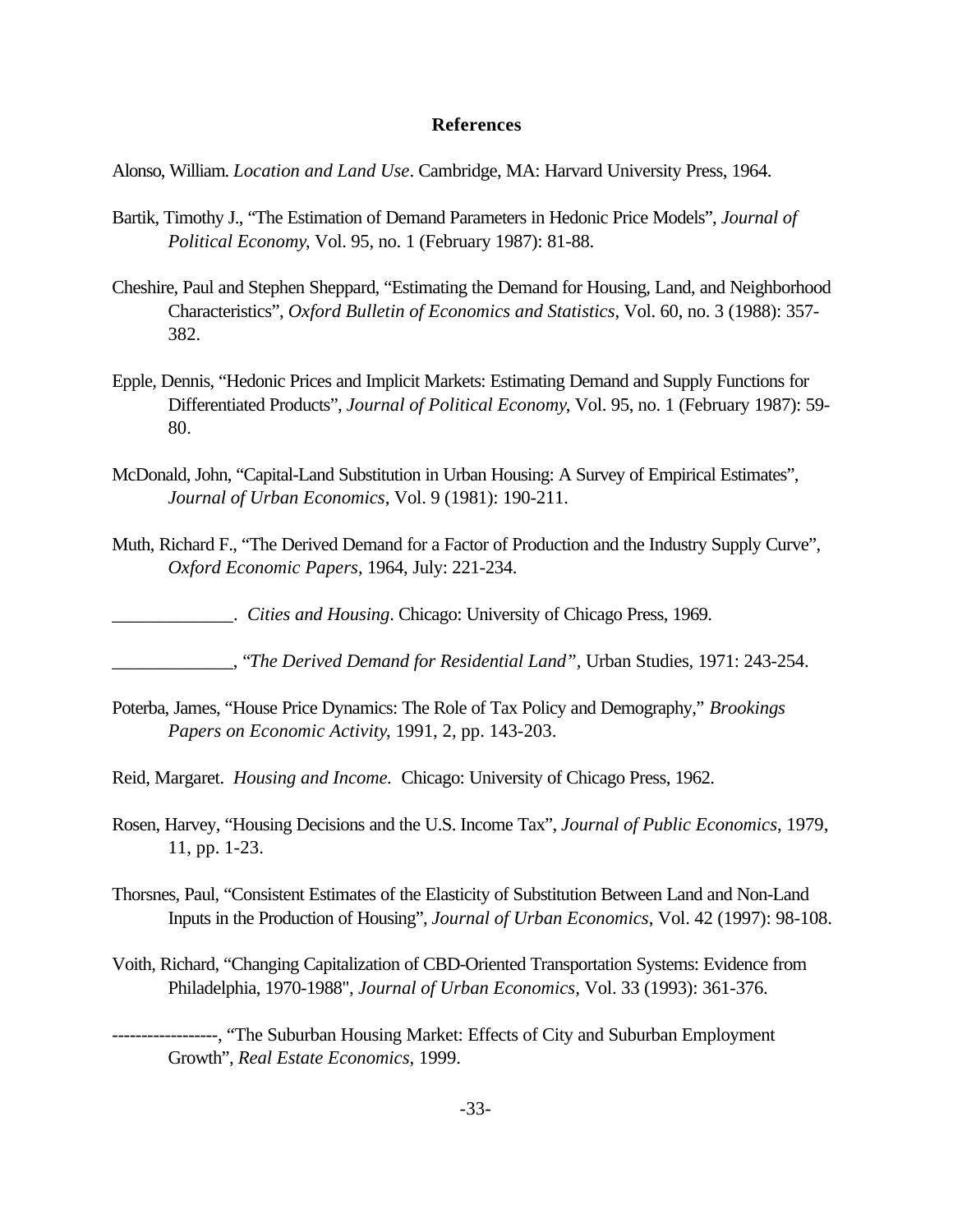## References

Alonso, William. *Location and Land Use*. Cambridge, MA: Harvard University Press, 1964.

Bartik, Timothy J., "The Estimation of Demand Parameters in Hedonic Price Models", *Journal of Political Economy*, Vol. 95, no. 1 (February 1987): 81-88.

Cheshire, Paul and Stephen Sheppard, "Estimating the Demand for Housing, Land, and Neighborhood Characteristics", *Oxford Bulletin of Economics and Statistics*, Vol. 60, no. 3 (1988): 357-382.

Epple, Dennis, "Hedonic Prices and Implicit Markets: Estimating Demand and Supply Functions for Differentiated Products", *Journal of Political Economy*, Vol. 95, no. 1 (February 1987): 59-80.

McDonald, John, "Capital-Land Substitution in Urban Housing: A Survey of Empirical Estimates", *Journal of Urban Economics*, Vol. 9 (1981): 190-211.

Muth, Richard F., "The Derived Demand for a Factor of Production and the Industry Supply Curve", *Oxford Economic Papers*, 1964, July: 221-234.

_____________. *Cities and Housing*. Chicago: University of Chicago Press, 1969.

_____________, *"The Derived Demand for Residential Land"*, Urban Studies, 1971: 243-254.

Poterba, James, "House Price Dynamics: The Role of Tax Policy and Demography," *Brookings Papers on Economic Activity*, 1991, 2, pp. 143-203.

Reid, Margaret. *Housing and Income.* Chicago: University of Chicago Press, 1962.

Rosen, Harvey, "Housing Decisions and the U.S. Income Tax", *Journal of Public Economics*, 1979, 11, pp. 1-23.

Thorsnes, Paul, "Consistent Estimates of the Elasticity of Substitution Between Land and Non-Land Inputs in the Production of Housing", *Journal of Urban Economics*, Vol. 42 (1997): 98-108.

Voith, Richard, "Changing Capitalization of CBD-Oriented Transportation Systems: Evidence from Philadelphia, 1970-1988", *Journal of Urban Economics,* Vol. 33 (1993): 361-376.

------------------, "The Suburban Housing Market: Effects of City and Suburban Employment Growth", *Real Estate Economics*, 1999.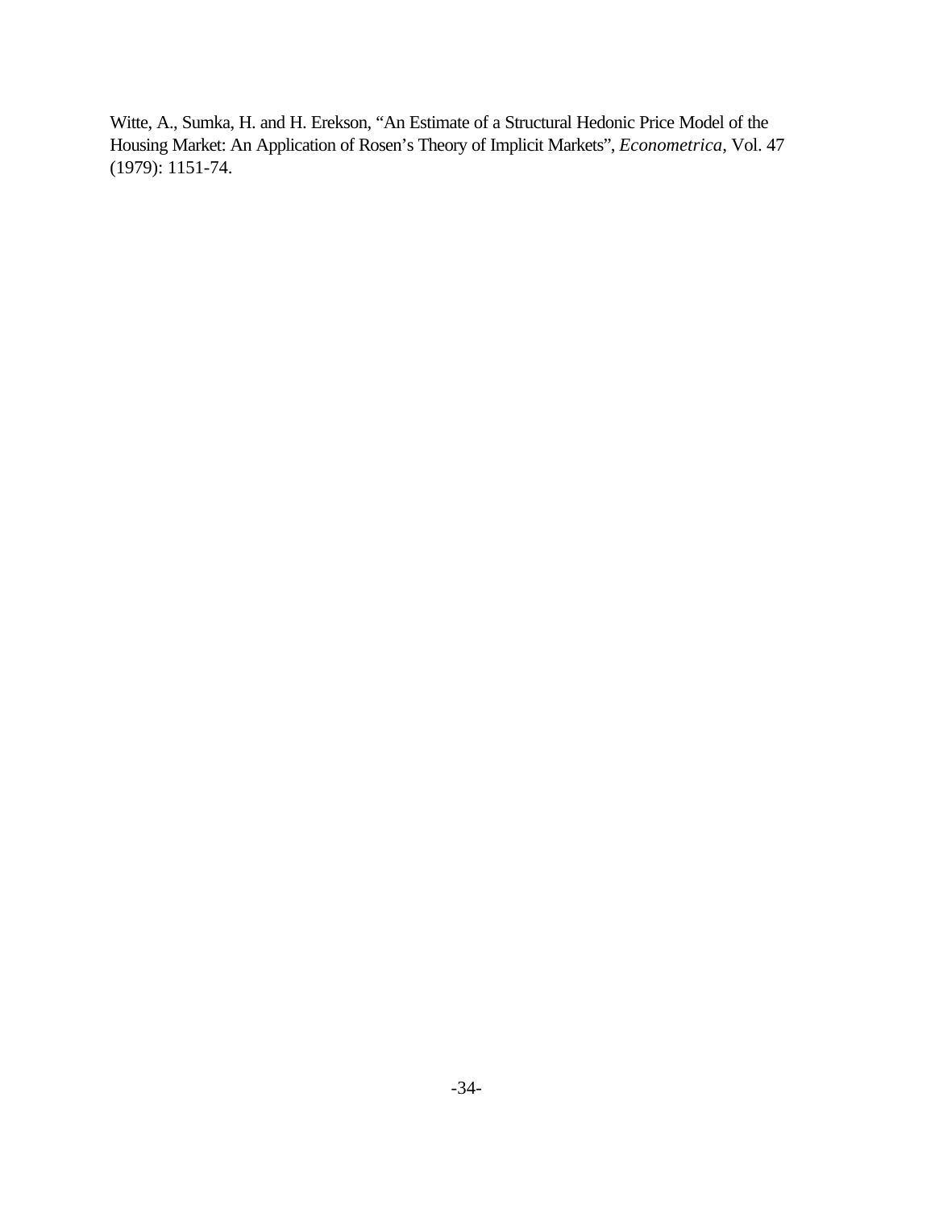Witte, A., Sumka, H. and H. Erekson, "An Estimate of a Structural Hedonic Price Model of the Housing Market: An Application of Rosen's Theory of Implicit Markets", *Econometrica*, Vol. 47 (1979): 1151-74.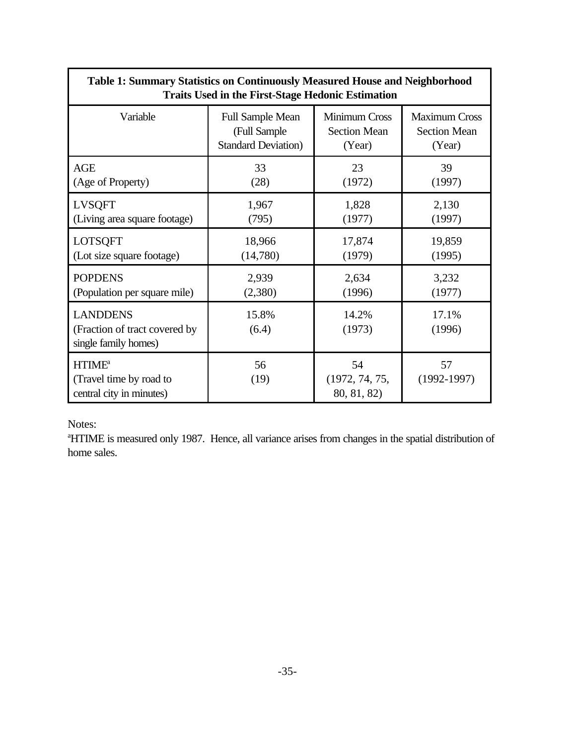**Table 1: Summary Statistics on Continuously Measured House and Neighborhood Traits Used in the First-Stage Hedonic Estimation**

| Variable | Full Sample Mean (Full Sample Standard Deviation) | Minimum Cross Section Mean (Year) | Maximum Cross Section Mean (Year) |
|---|---|---|---|
| AGE (Age of Property) | 33 (28) | 23 (1972) | 39 (1997) |
| LVSQFT (Living area square footage) | 1,967 (795) | 1,828 (1977) | 2,130 (1997) |
| LOTSQFT (Lot size square footage) | 18,966 (14,780) | 17,874 (1979) | 19,859 (1995) |
| POPDENS (Population per square mile) | 2,939 (2,380) | 2,634 (1996) | 3,232 (1977) |
| LANDDENS (Fraction of tract covered by single family homes) | 15.8% (6.4) | 14.2% (1973) | 17.1% (1996) |
| HTIME[a] (Travel time by road to central city in minutes) | 56 (19) | 54 (1972, 74, 75, 80, 81, 82) | 57 (1992-1997) |

Notes:

[a]HTIME is measured only 1987. Hence, all variance arises from changes in the spatial distribution of home sales.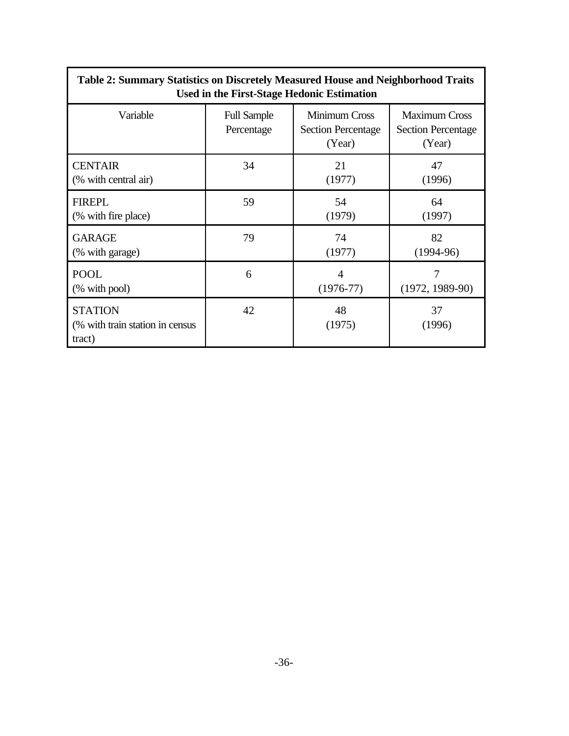**Table 2: Summary Statistics on Discretely Measured House and Neighborhood Traits Used in the First-Stage Hedonic Estimation**

| Variable | Full Sample Percentage | Minimum Cross Section Percentage (Year) | Maximum Cross Section Percentage (Year) |
|---|---|---|---|
| CENTAIR (% with central air) | 34 | 21 (1977) | 47 (1996) |
| FIREPL (% with fire place) | 59 | 54 (1979) | 64 (1997) |
| GARAGE (% with garage) | 79 | 74 (1977) | 82 (1994-96) |
| POOL (% with pool) | 6 | 4 (1976-77) | 7 (1972, 1989-90) |
| STATION (% with train station in census tract) | 42 | 48 (1975) | 37 (1996) |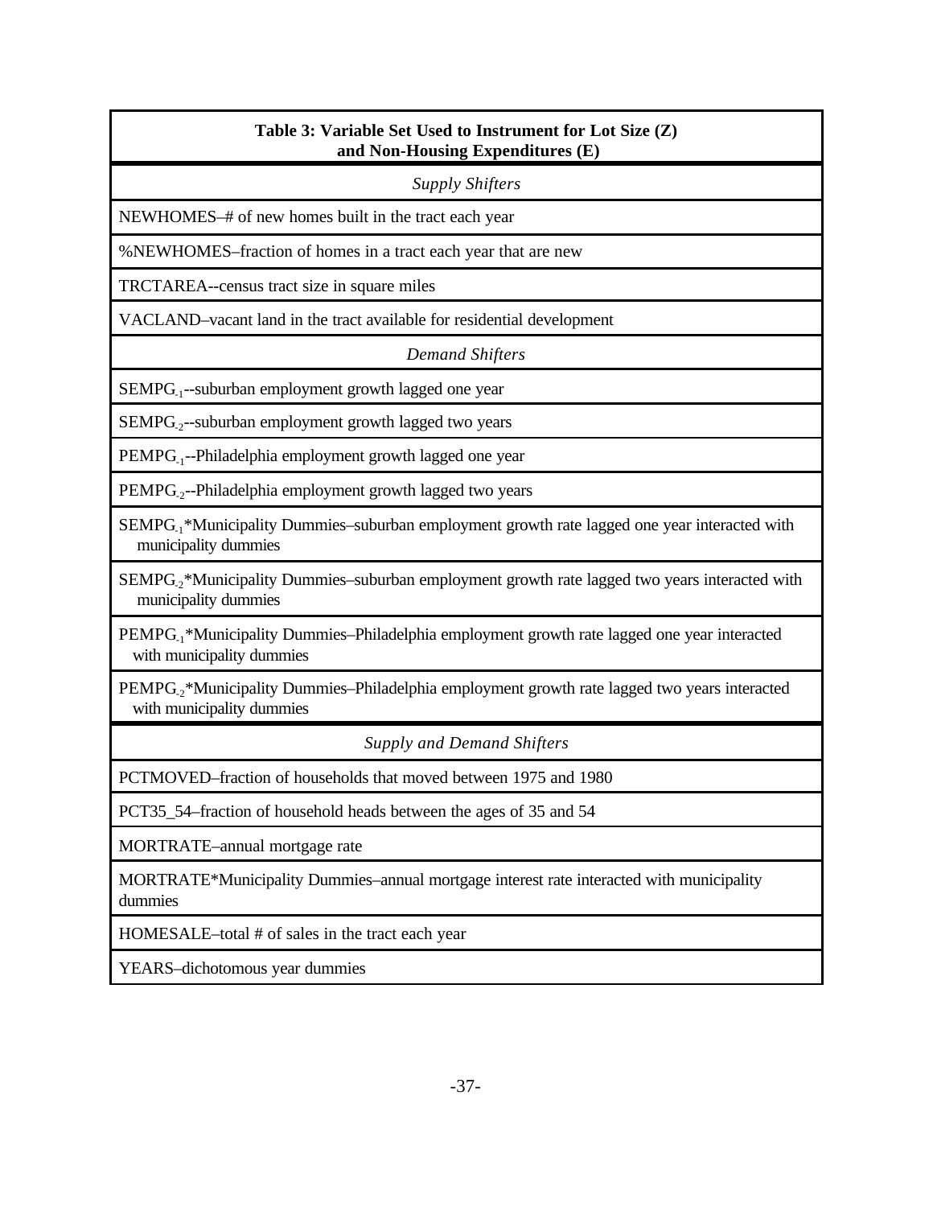**Table 3: Variable Set Used to Instrument for Lot Size (Z) and Non-Housing Expenditures (E)**

| *Supply Shifters* |
|---|
| NEWHOMES–# of new homes built in the tract each year |
| %NEWHOMES–fraction of homes in a tract each year that are new |
| TRCTAREA--census tract size in square miles |
| VACLAND–vacant land in the tract available for residential development |
| *Demand Shifters* |
| $SEMPG_{-1}$--suburban employment growth lagged one year |
| $SEMPG_{-2}$--suburban employment growth lagged two years |
| $PEMPG_{-1}$--Philadelphia employment growth lagged one year |
| $PEMPG_{-2}$--Philadelphia employment growth lagged two years |
| $SEMPG_{-1}$*Municipality Dummies–suburban employment growth rate lagged one year interacted with municipality dummies |
| $SEMPG_{-2}$*Municipality Dummies–suburban employment growth rate lagged two years interacted with municipality dummies |
| $PEMPG_{-1}$*Municipality Dummies–Philadelphia employment growth rate lagged one year interacted with municipality dummies |
| $PEMPG_{-2}$*Municipality Dummies–Philadelphia employment growth rate lagged two years interacted with municipality dummies |
| *Supply and Demand Shifters* |
| PCTMOVED–fraction of households that moved between 1975 and 1980 |
| PCT35_54–fraction of household heads between the ages of 35 and 54 |
| MORTRATE–annual mortgage rate |
| MORTRATE*Municipality Dummies–annual mortgage interest rate interacted with municipality dummies |
| HOMESALE–total # of sales in the tract each year |
| YEARS–dichotomous year dummies |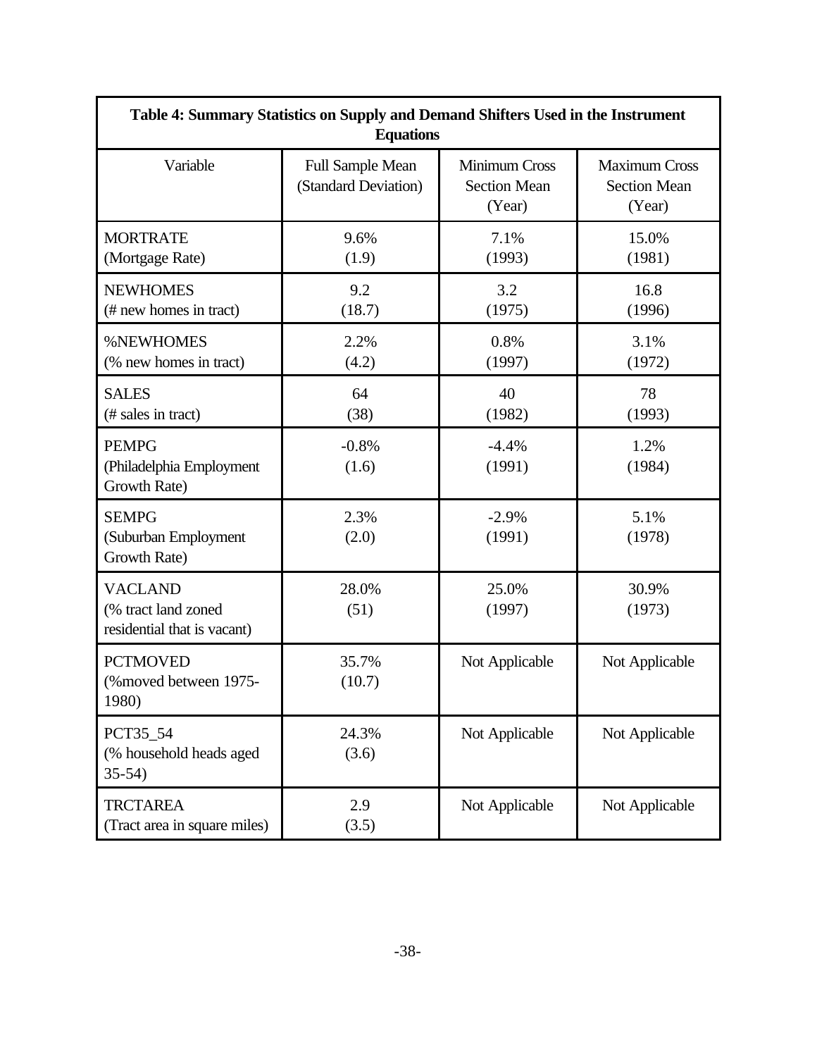**Table 4: Summary Statistics on Supply and Demand Shifters Used in the Instrument Equations**

| Variable | Full Sample Mean (Standard Deviation) | Minimum Cross Section Mean (Year) | Maximum Cross Section Mean (Year) |
|---|---|---|---|
| MORTRATE (Mortgage Rate) | 9.6% (1.9) | 7.1% (1993) | 15.0% (1981) |
| NEWHOMES (# new homes in tract) | 9.2 (18.7) | 3.2 (1975) | 16.8 (1996) |
| %NEWHOMES (% new homes in tract) | 2.2% (4.2) | 0.8% (1997) | 3.1% (1972) |
| SALES (# sales in tract) | 64 (38) | 40 (1982) | 78 (1993) |
| PEMPG (Philadelphia Employment Growth Rate) | -0.8% (1.6) | -4.4% (1991) | 1.2% (1984) |
| SEMPG (Suburban Employment Growth Rate) | 2.3% (2.0) | -2.9% (1991) | 5.1% (1978) |
| VACLAND (% tract land zoned residential that is vacant) | 28.0% (51) | 25.0% (1997) | 30.9% (1973) |
| PCTMOVED (%moved between 1975-1980) | 35.7% (10.7) | Not Applicable | Not Applicable |
| PCT35_54 (% household heads aged 35-54) | 24.3% (3.6) | Not Applicable | Not Applicable |
| TRCTAREA (Tract area in square miles) | 2.9 (3.5) | Not Applicable | Not Applicable |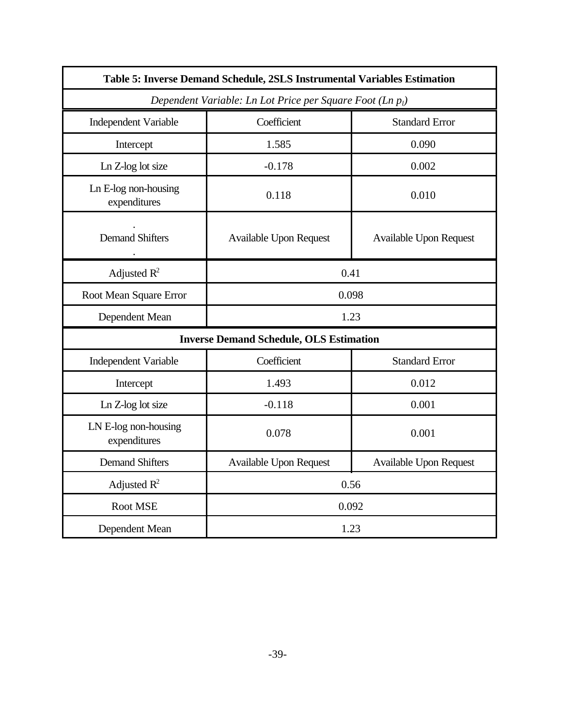**Table 5: Inverse Demand Schedule, 2SLS Instrumental Variables Estimation**

*Dependent Variable: Ln Lot Price per Square Foot (Ln $p_l$)*

| Independent Variable | Coefficient | Standard Error |
|---|---|---|
| Intercept | 1.585 | 0.090 |
| Ln Z-log lot size | -0.178 | 0.002 |
| Ln E-log non-housing expenditures | 0.118 | 0.010 |
| . Demand Shifters . | Available Upon Request | Available Upon Request |
| Adjusted $R^2$ | 0.41 | |
| Root Mean Square Error | 0.098 | |
| Dependent Mean | 1.23 | |

**Inverse Demand Schedule, OLS Estimation**

| Independent Variable | Coefficient | Standard Error |
|---|---|---|
| Intercept | 1.493 | 0.012 |
| Ln Z-log lot size | -0.118 | 0.001 |
| LN E-log non-housing expenditures | 0.078 | 0.001 |
| Demand Shifters | Available Upon Request | Available Upon Request |
| Adjusted $R^2$ | 0.56 | |
| Root MSE | 0.092 | |
| Dependent Mean | 1.23 | |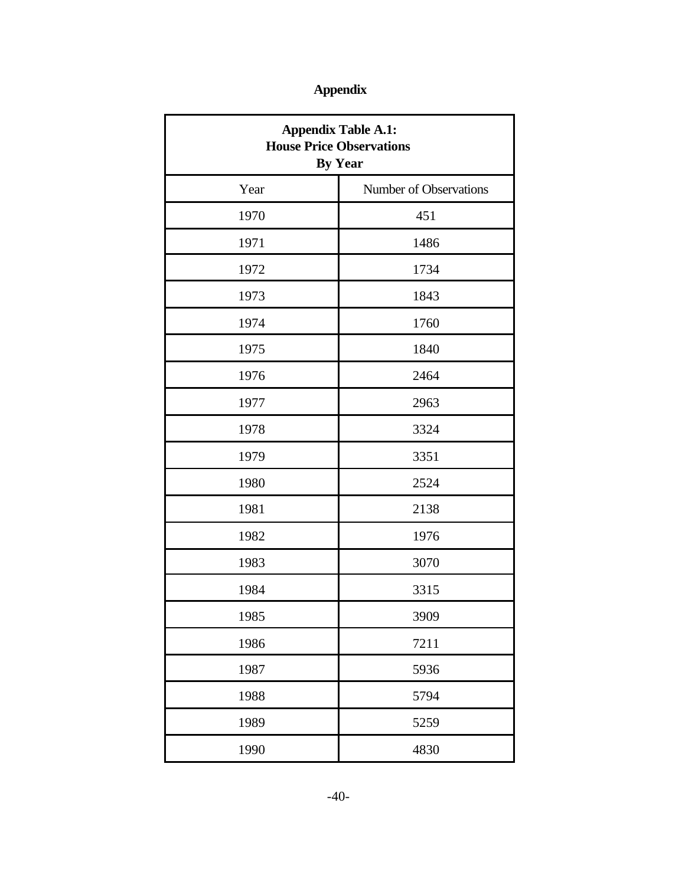# Appendix

**Appendix Table A.1: House Price Observations By Year**

| Year | Number of Observations |
|---|---|
| 1970 | 451 |
| 1971 | 1486 |
| 1972 | 1734 |
| 1973 | 1843 |
| 1974 | 1760 |
| 1975 | 1840 |
| 1976 | 2464 |
| 1977 | 2963 |
| 1978 | 3324 |
| 1979 | 3351 |
| 1980 | 2524 |
| 1981 | 2138 |
| 1982 | 1976 |
| 1983 | 3070 |
| 1984 | 3315 |
| 1985 | 3909 |
| 1986 | 7211 |
| 1987 | 5936 |
| 1988 | 5794 |
| 1989 | 5259 |
| 1990 | 4830 |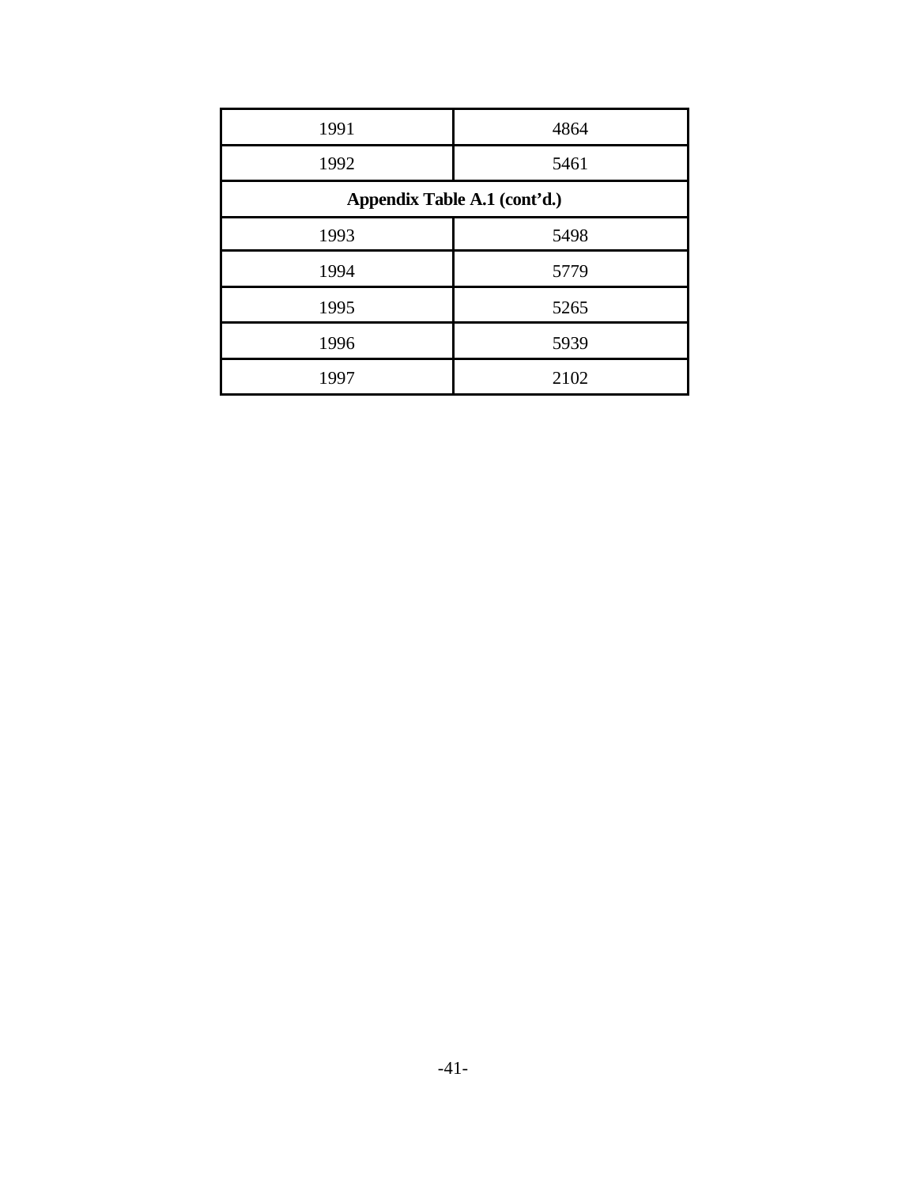| | |
|---|---|
| 1991 | 4864 |
| 1992 | 5461 |
| **Appendix Table A.1 (cont'd.)** | |
| 1993 | 5498 |
| 1994 | 5779 |
| 1995 | 5265 |
| 1996 | 5939 |
| 1997 | 2102 |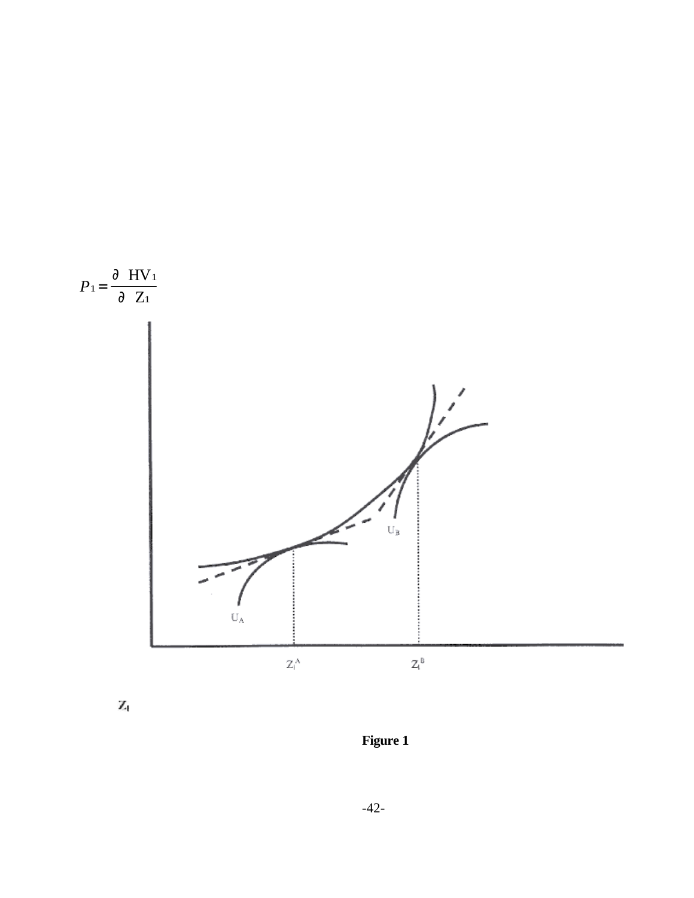$$P_1 = \frac{\partial \ HV_1}{\partial \ Z_1}$$

$Z_1$

**Figure 1**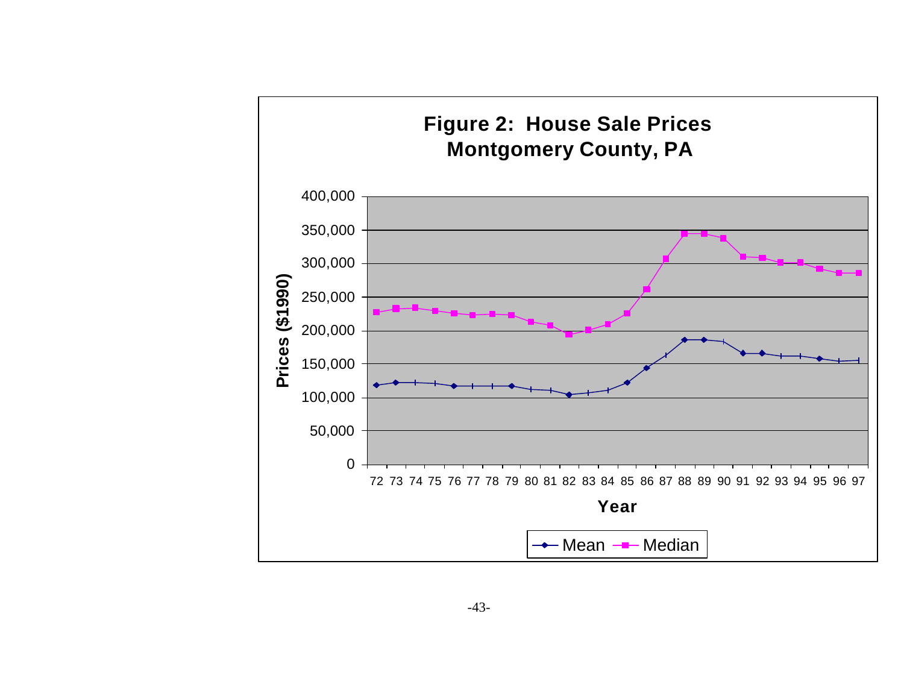**Figure 2: House Sale Prices**
**Montgomery County, PA**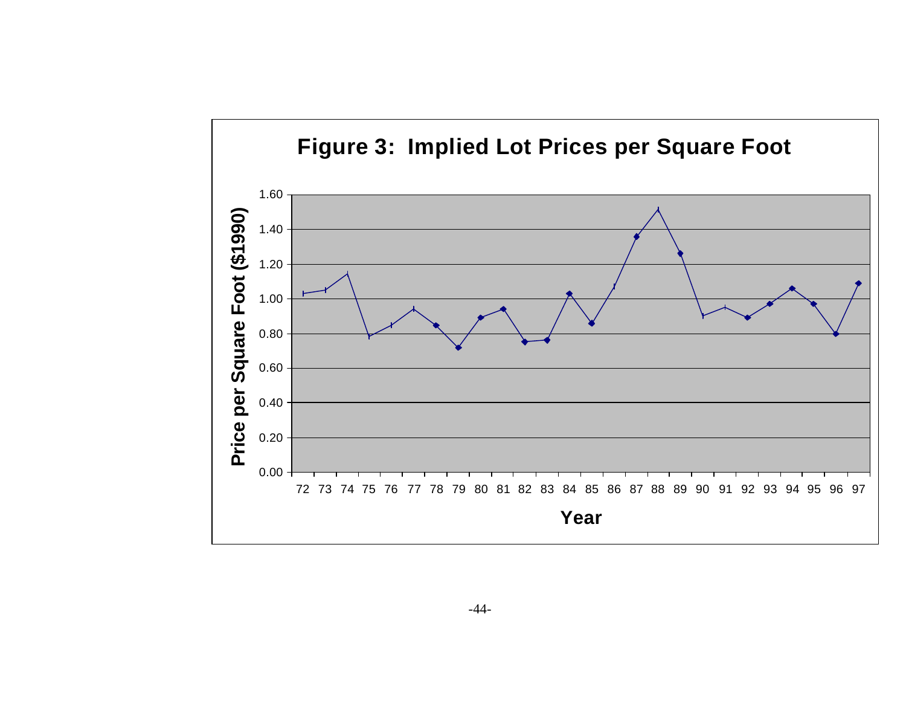**Figure 3: Implied Lot Prices per Square Foot**

Price per Square Foot ($1990)

1.60
1.40
1.20
1.00
0.80
0.60
0.40
0.20
0.00

72 73 74 75 76 77 78 79 80 81 82 83 84 85 86 87 88 89 90 91 92 93 94 95 96 97

Year